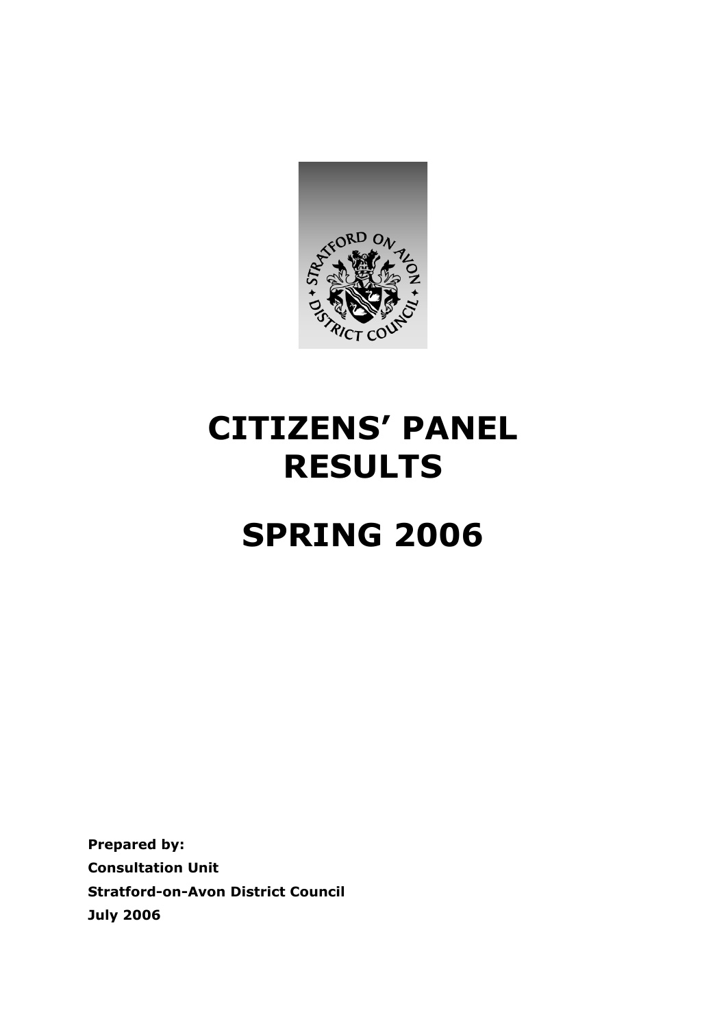# CITIZENS' PANEL RESULTS

# SPRING 2006

**Prepared by:**
**Consultation Unit**
**Stratford-on-Avon District Council**
**July 2006**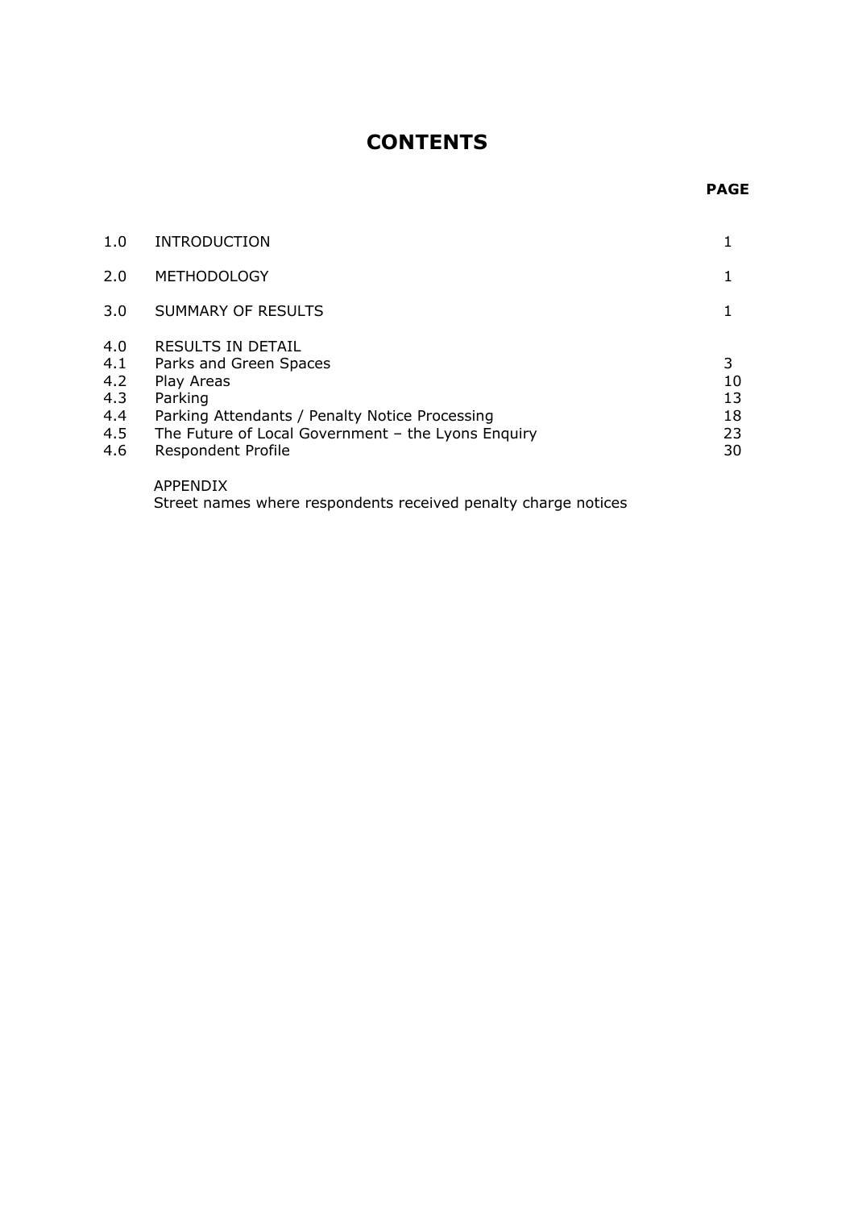# CONTENTS

| | | PAGE |
|---|---|---|
| 1.0 | INTRODUCTION | 1 |
| 2.0 | METHODOLOGY | 1 |
| 3.0 | SUMMARY OF RESULTS | 1 |
| 4.0 | RESULTS IN DETAIL | |
| 4.1 | Parks and Green Spaces | 3 |
| 4.2 | Play Areas | 10 |
| 4.3 | Parking | 13 |
| 4.4 | Parking Attendants / Penalty Notice Processing | 18 |
| 4.5 | The Future of Local Government – the Lyons Enquiry | 23 |
| 4.6 | Respondent Profile | 30 |
| | APPENDIX<br>Street names where respondents received penalty charge notices | |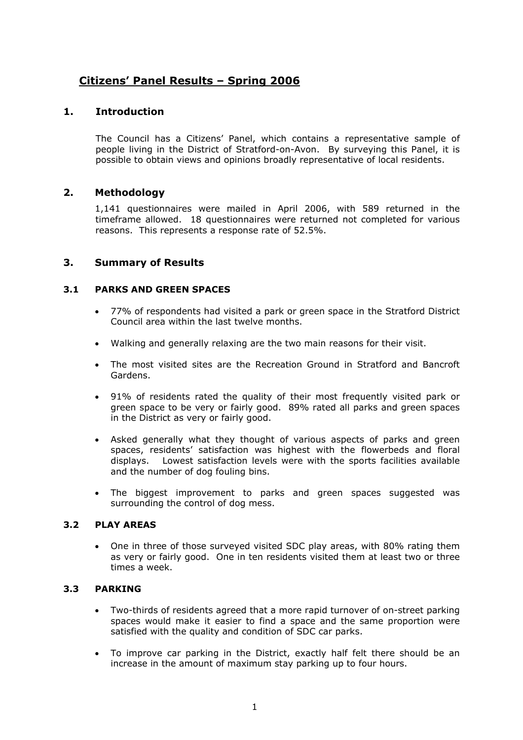# Citizens' Panel Results – Spring 2006

## 1. Introduction

The Council has a Citizens' Panel, which contains a representative sample of people living in the District of Stratford-on-Avon. By surveying this Panel, it is possible to obtain views and opinions broadly representative of local residents.

## 2. Methodology

1,141 questionnaires were mailed in April 2006, with 589 returned in the timeframe allowed. 18 questionnaires were returned not completed for various reasons. This represents a response rate of 52.5%.

## 3. Summary of Results

### 3.1 PARKS AND GREEN SPACES

- 77% of respondents had visited a park or green space in the Stratford District Council area within the last twelve months.
- Walking and generally relaxing are the two main reasons for their visit.
- The most visited sites are the Recreation Ground in Stratford and Bancroft Gardens.
- 91% of residents rated the quality of their most frequently visited park or green space to be very or fairly good. 89% rated all parks and green spaces in the District as very or fairly good.
- Asked generally what they thought of various aspects of parks and green spaces, residents' satisfaction was highest with the flowerbeds and floral displays. Lowest satisfaction levels were with the sports facilities available and the number of dog fouling bins.
- The biggest improvement to parks and green spaces suggested was surrounding the control of dog mess.

### 3.2 PLAY AREAS

- One in three of those surveyed visited SDC play areas, with 80% rating them as very or fairly good. One in ten residents visited them at least two or three times a week.

### 3.3 PARKING

- Two-thirds of residents agreed that a more rapid turnover of on-street parking spaces would make it easier to find a space and the same proportion were satisfied with the quality and condition of SDC car parks.
- To improve car parking in the District, exactly half felt there should be an increase in the amount of maximum stay parking up to four hours.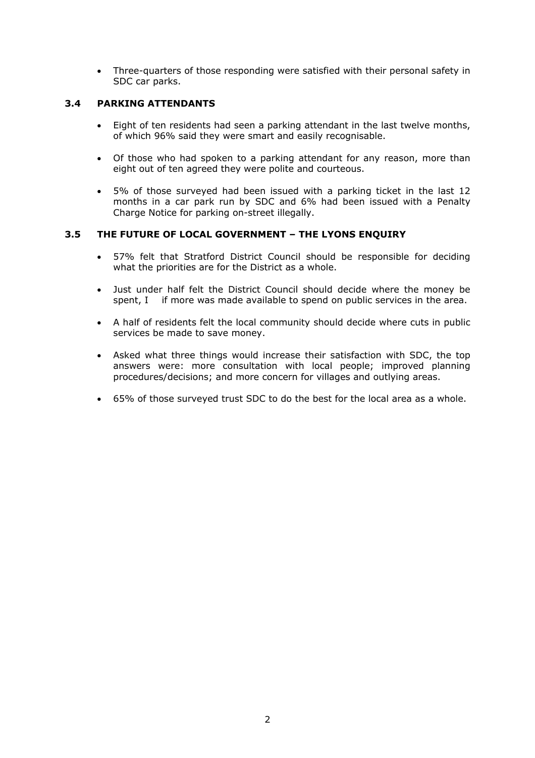- Three-quarters of those responding were satisfied with their personal safety in SDC car parks.

### 3.4 PARKING ATTENDANTS

- Eight of ten residents had seen a parking attendant in the last twelve months, of which 96% said they were smart and easily recognisable.
- Of those who had spoken to a parking attendant for any reason, more than eight out of ten agreed they were polite and courteous.
- 5% of those surveyed had been issued with a parking ticket in the last 12 months in a car park run by SDC and 6% had been issued with a Penalty Charge Notice for parking on-street illegally.

### 3.5 THE FUTURE OF LOCAL GOVERNMENT – THE LYONS ENQUIRY

- 57% felt that Stratford District Council should be responsible for deciding what the priorities are for the District as a whole.
- Just under half felt the District Council should decide where the money be spent, I  if more was made available to spend on public services in the area.
- A half of residents felt the local community should decide where cuts in public services be made to save money.
- Asked what three things would increase their satisfaction with SDC, the top answers were: more consultation with local people; improved planning procedures/decisions; and more concern for villages and outlying areas.
- 65% of those surveyed trust SDC to do the best for the local area as a whole.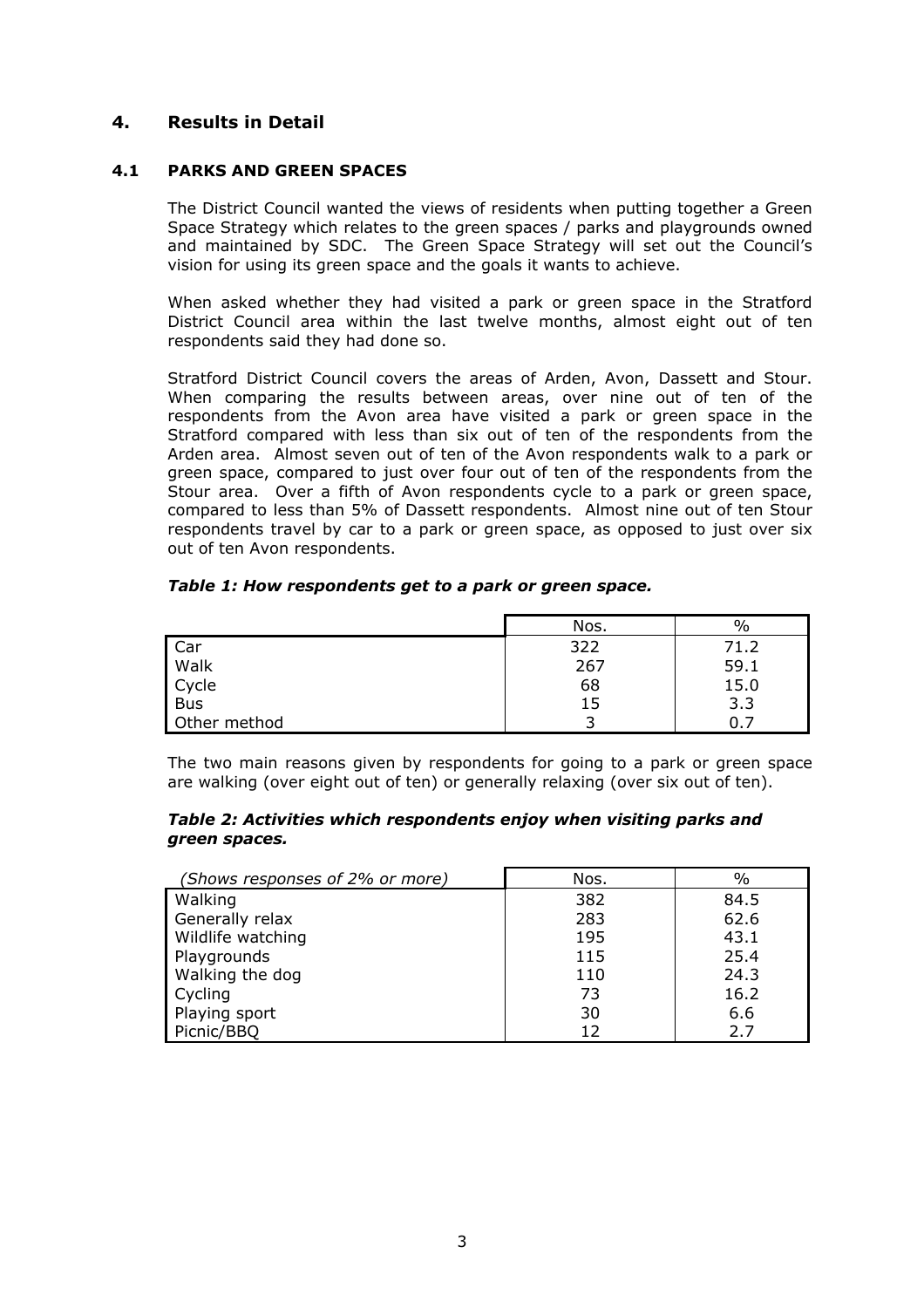## 4. Results in Detail

### 4.1 PARKS AND GREEN SPACES

The District Council wanted the views of residents when putting together a Green Space Strategy which relates to the green spaces / parks and playgrounds owned and maintained by SDC. The Green Space Strategy will set out the Council's vision for using its green space and the goals it wants to achieve.

When asked whether they had visited a park or green space in the Stratford District Council area within the last twelve months, almost eight out of ten respondents said they had done so.

Stratford District Council covers the areas of Arden, Avon, Dassett and Stour. When comparing the results between areas, over nine out of ten of the respondents from the Avon area have visited a park or green space in the Stratford compared with less than six out of ten of the respondents from the Arden area. Almost seven out of ten of the Avon respondents walk to a park or green space, compared to just over four out of ten of the respondents from the Stour area. Over a fifth of Avon respondents cycle to a park or green space, compared to less than 5% of Dassett respondents. Almost nine out of ten Stour respondents travel by car to a park or green space, as opposed to just over six out of ten Avon respondents.

***Table 1: How respondents get to a park or green space.***

| | Nos. | % |
|---|---|---|
| Car | 322 | 71.2 |
| Walk | 267 | 59.1 |
| Cycle | 68 | 15.0 |
| Bus | 15 | 3.3 |
| Other method | 3 | 0.7 |

The two main reasons given by respondents for going to a park or green space are walking (over eight out of ten) or generally relaxing (over six out of ten).

***Table 2: Activities which respondents enjoy when visiting parks and green spaces.***

| *(Shows responses of 2% or more)* | Nos. | % |
|---|---|---|
| Walking | 382 | 84.5 |
| Generally relax | 283 | 62.6 |
| Wildlife watching | 195 | 43.1 |
| Playgrounds | 115 | 25.4 |
| Walking the dog | 110 | 24.3 |
| Cycling | 73 | 16.2 |
| Playing sport | 30 | 6.6 |
| Picnic/BBQ | 12 | 2.7 |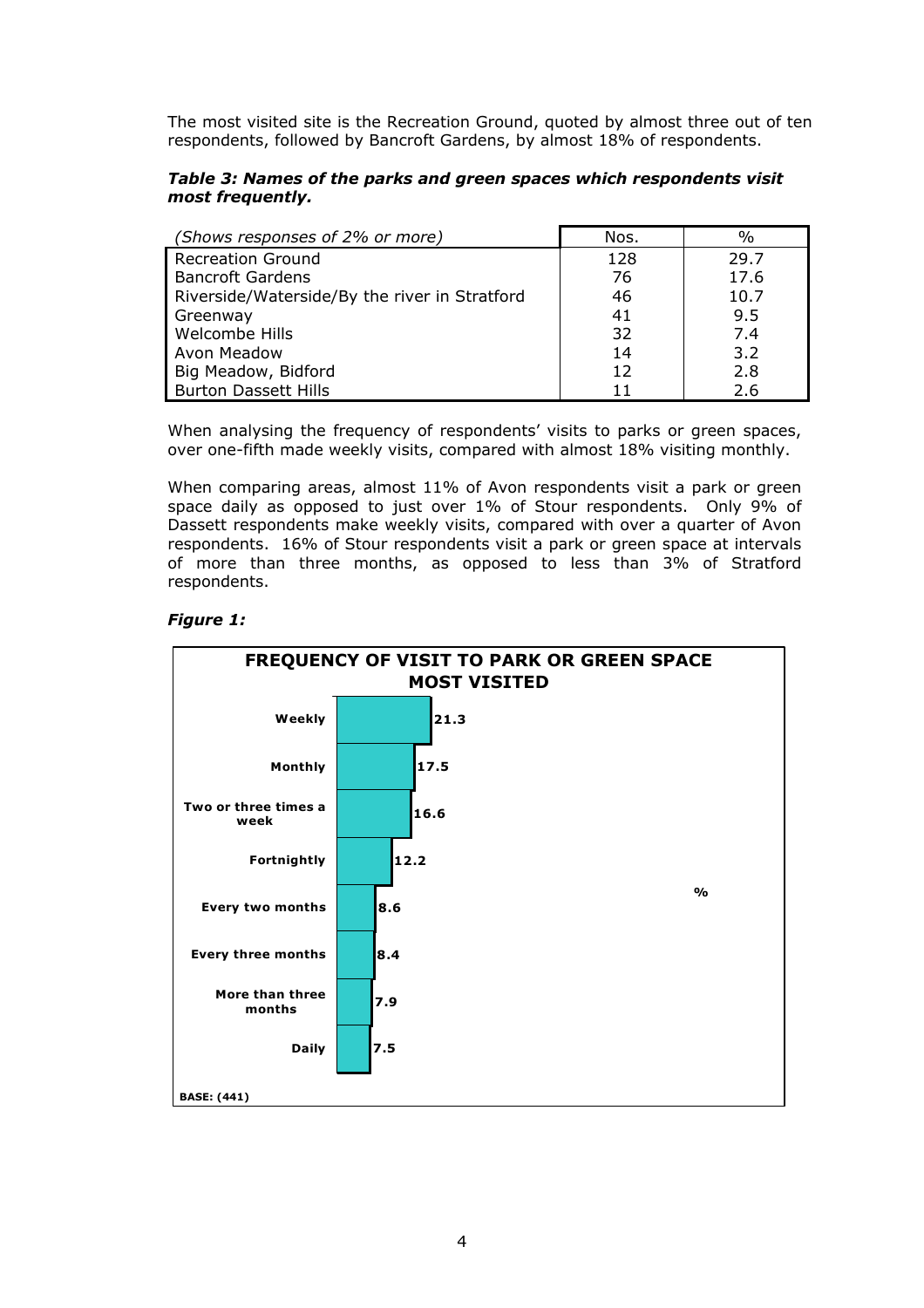The most visited site is the Recreation Ground, quoted by almost three out of ten respondents, followed by Bancroft Gardens, by almost 18% of respondents.

***Table 3: Names of the parks and green spaces which respondents visit most frequently.***

| *(Shows responses of 2% or more)* | Nos. | % |
|---|---|---|
| Recreation Ground | 128 | 29.7 |
| Bancroft Gardens | 76 | 17.6 |
| Riverside/Waterside/By the river in Stratford | 46 | 10.7 |
| Greenway | 41 | 9.5 |
| Welcombe Hills | 32 | 7.4 |
| Avon Meadow | 14 | 3.2 |
| Big Meadow, Bidford | 12 | 2.8 |
| Burton Dassett Hills | 11 | 2.6 |

When analysing the frequency of respondents' visits to parks or green spaces, over one-fifth made weekly visits, compared with almost 18% visiting monthly.

When comparing areas, almost 11% of Avon respondents visit a park or green space daily as opposed to just over 1% of Stour respondents. Only 9% of Dassett respondents make weekly visits, compared with over a quarter of Avon respondents. 16% of Stour respondents visit a park or green space at intervals of more than three months, as opposed to less than 3% of Stratford respondents.

***Figure 1:***

**FREQUENCY OF VISIT TO PARK OR GREEN SPACE MOST VISITED**

| Frequency | % |
|---|---|
| Weekly | 21.3 |
| Monthly | 17.5 |
| Two or three times a week | 16.6 |
| Fortnightly | 12.2 |
| Every two months | 8.6 |
| Every three months | 8.4 |
| More than three months | 7.9 |
| Daily | 7.5 |

**BASE: (441)**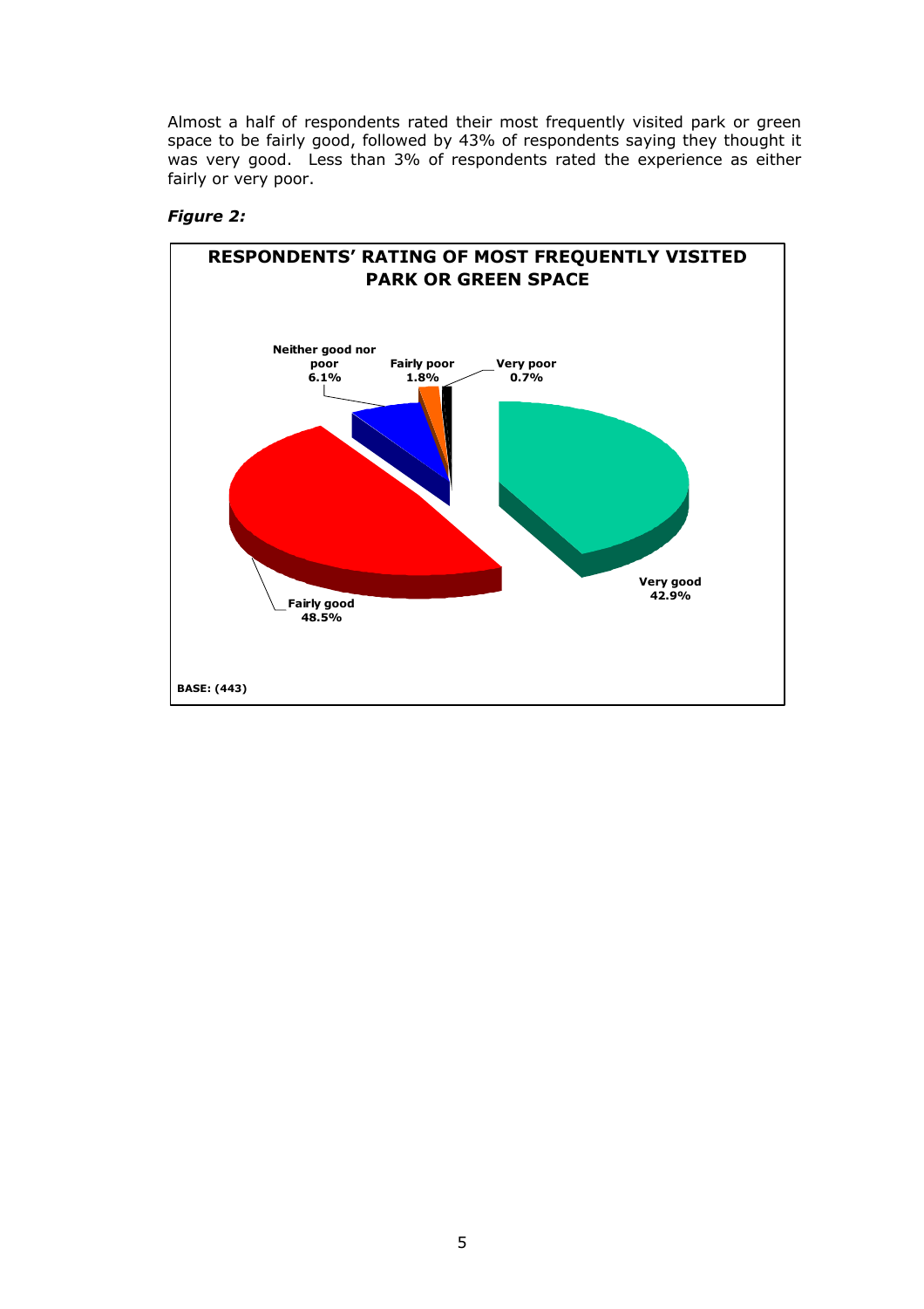Almost a half of respondents rated their most frequently visited park or green space to be fairly good, followed by 43% of respondents saying they thought it was very good. Less than 3% of respondents rated the experience as either fairly or very poor.

***Figure 2:***

**RESPONDENTS' RATING OF MOST FREQUENTLY VISITED PARK OR GREEN SPACE**

| Rating | % |
|---|---|
| Very good | 42.9% |
| Fairly good | 48.5% |
| Neither good nor poor | 6.1% |
| Fairly poor | 1.8% |
| Very poor | 0.7% |

**BASE: (443)**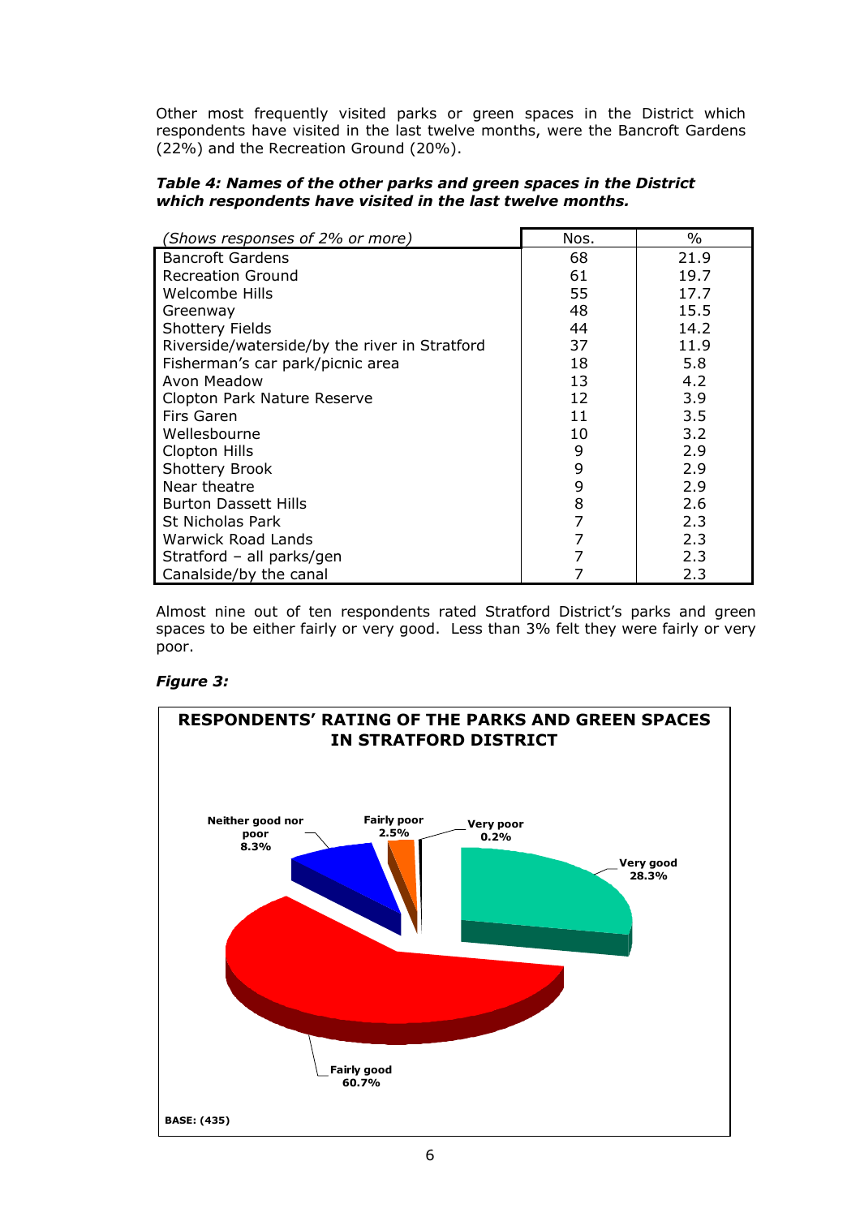Other most frequently visited parks or green spaces in the District which respondents have visited in the last twelve months, were the Bancroft Gardens (22%) and the Recreation Ground (20%).

***Table 4: Names of the other parks and green spaces in the District which respondents have visited in the last twelve months.***

| *(Shows responses of 2% or more)* | Nos. | % |
|---|---|---|
| Bancroft Gardens | 68 | 21.9 |
| Recreation Ground | 61 | 19.7 |
| Welcombe Hills | 55 | 17.7 |
| Greenway | 48 | 15.5 |
| Shottery Fields | 44 | 14.2 |
| Riverside/waterside/by the river in Stratford | 37 | 11.9 |
| Fisherman's car park/picnic area | 18 | 5.8 |
| Avon Meadow | 13 | 4.2 |
| Clopton Park Nature Reserve | 12 | 3.9 |
| Firs Garen | 11 | 3.5 |
| Wellesbourne | 10 | 3.2 |
| Clopton Hills | 9 | 2.9 |
| Shottery Brook | 9 | 2.9 |
| Near theatre | 9 | 2.9 |
| Burton Dassett Hills | 8 | 2.6 |
| St Nicholas Park | 7 | 2.3 |
| Warwick Road Lands | 7 | 2.3 |
| Stratford – all parks/gen | 7 | 2.3 |
| Canalside/by the canal | 7 | 2.3 |

Almost nine out of ten respondents rated Stratford District's parks and green spaces to be either fairly or very good. Less than 3% felt they were fairly or very poor.

***Figure 3:***

**RESPONDENTS' RATING OF THE PARKS AND GREEN SPACES IN STRATFORD DISTRICT**

| Rating | % |
|---|---|
| Very good | 28.3% |
| Fairly good | 60.7% |
| Neither good nor poor | 8.3% |
| Fairly poor | 2.5% |
| Very poor | 0.2% |

**BASE: (435)**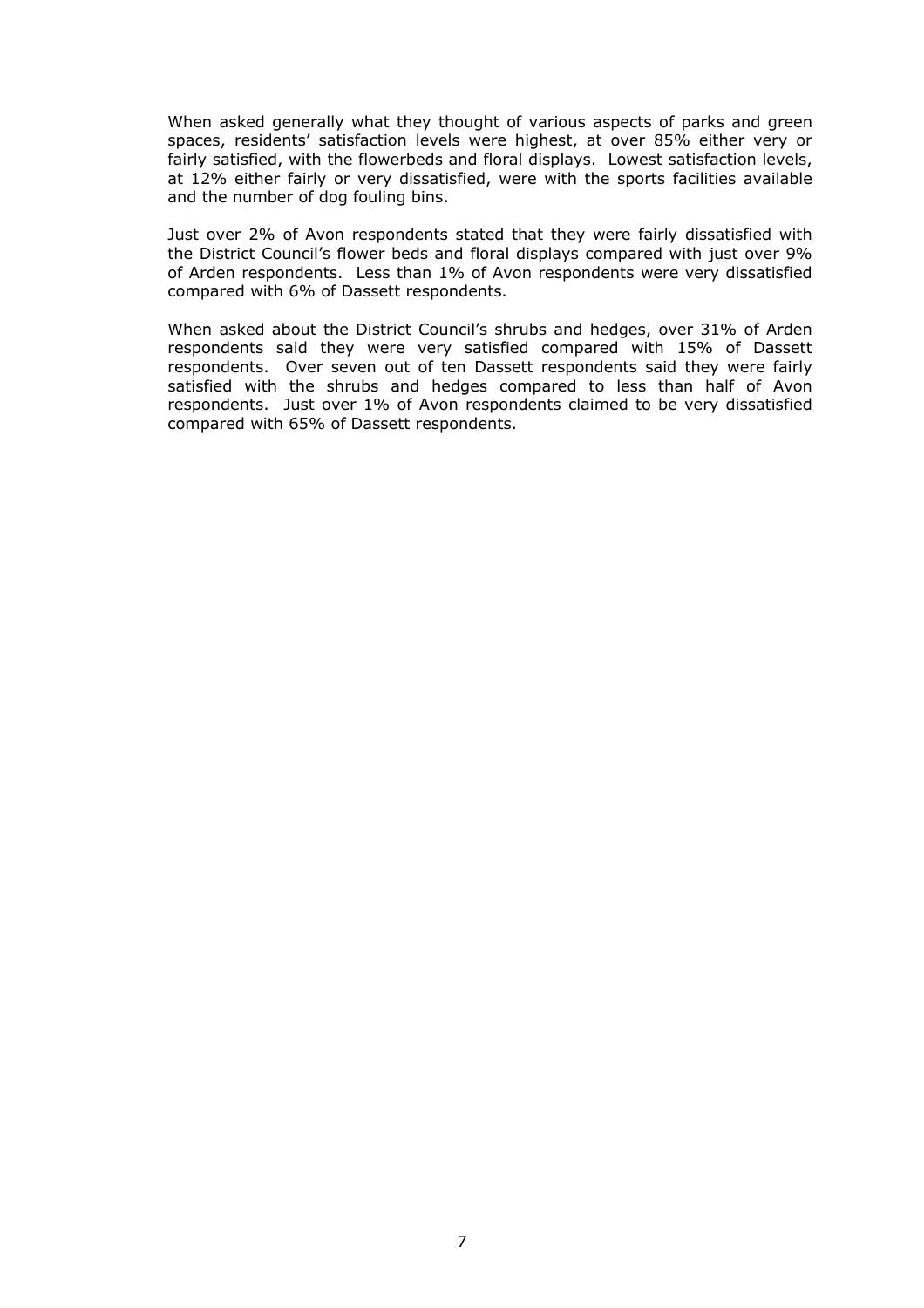When asked generally what they thought of various aspects of parks and green spaces, residents' satisfaction levels were highest, at over 85% either very or fairly satisfied, with the flowerbeds and floral displays. Lowest satisfaction levels, at 12% either fairly or very dissatisfied, were with the sports facilities available and the number of dog fouling bins.

Just over 2% of Avon respondents stated that they were fairly dissatisfied with the District Council's flower beds and floral displays compared with just over 9% of Arden respondents. Less than 1% of Avon respondents were very dissatisfied compared with 6% of Dassett respondents.

When asked about the District Council's shrubs and hedges, over 31% of Arden respondents said they were very satisfied compared with 15% of Dassett respondents. Over seven out of ten Dassett respondents said they were fairly satisfied with the shrubs and hedges compared to less than half of Avon respondents. Just over 1% of Avon respondents claimed to be very dissatisfied compared with 65% of Dassett respondents.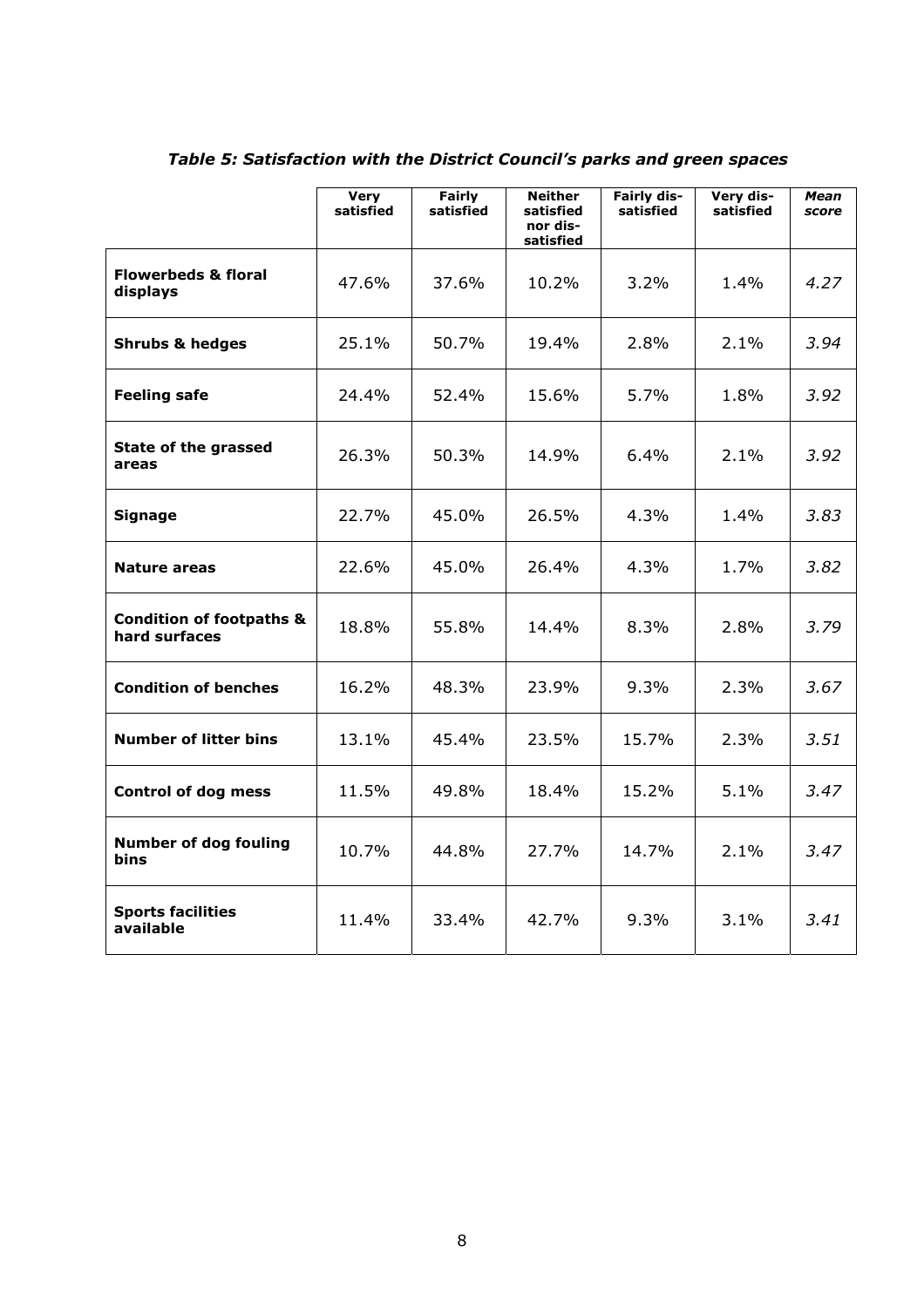*Table 5: Satisfaction with the District Council's parks and green spaces*

| | Very satisfied | Fairly satisfied | Neither satisfied nor dis-satisfied | Fairly dis-satisfied | Very dis-satisfied | *Mean score* |
|---|---|---|---|---|---|---|
| **Flowerbeds & floral displays** | 47.6% | 37.6% | 10.2% | 3.2% | 1.4% | *4.27* |
| **Shrubs & hedges** | 25.1% | 50.7% | 19.4% | 2.8% | 2.1% | *3.94* |
| **Feeling safe** | 24.4% | 52.4% | 15.6% | 5.7% | 1.8% | *3.92* |
| **State of the grassed areas** | 26.3% | 50.3% | 14.9% | 6.4% | 2.1% | *3.92* |
| **Signage** | 22.7% | 45.0% | 26.5% | 4.3% | 1.4% | *3.83* |
| **Nature areas** | 22.6% | 45.0% | 26.4% | 4.3% | 1.7% | *3.82* |
| **Condition of footpaths & hard surfaces** | 18.8% | 55.8% | 14.4% | 8.3% | 2.8% | *3.79* |
| **Condition of benches** | 16.2% | 48.3% | 23.9% | 9.3% | 2.3% | *3.67* |
| **Number of litter bins** | 13.1% | 45.4% | 23.5% | 15.7% | 2.3% | *3.51* |
| **Control of dog mess** | 11.5% | 49.8% | 18.4% | 15.2% | 5.1% | *3.47* |
| **Number of dog fouling bins** | 10.7% | 44.8% | 27.7% | 14.7% | 2.1% | *3.47* |
| **Sports facilities available** | 11.4% | 33.4% | 42.7% | 9.3% | 3.1% | *3.41* |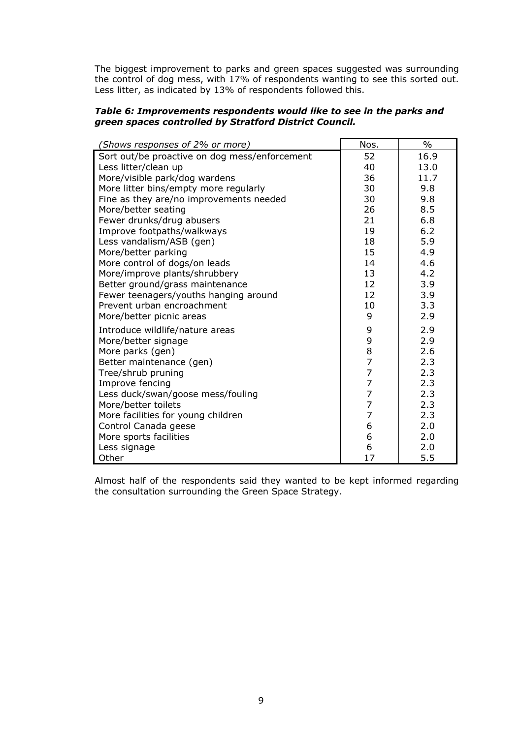The biggest improvement to parks and green spaces suggested was surrounding the control of dog mess, with 17% of respondents wanting to see this sorted out. Less litter, as indicated by 13% of respondents followed this.

***Table 6: Improvements respondents would like to see in the parks and green spaces controlled by Stratford District Council.***

| *(Shows responses of 2% or more)* | Nos. | % |
|---|---|---|
| Sort out/be proactive on dog mess/enforcement | 52 | 16.9 |
| Less litter/clean up | 40 | 13.0 |
| More/visible park/dog wardens | 36 | 11.7 |
| More litter bins/empty more regularly | 30 | 9.8 |
| Fine as they are/no improvements needed | 30 | 9.8 |
| More/better seating | 26 | 8.5 |
| Fewer drunks/drug abusers | 21 | 6.8 |
| Improve footpaths/walkways | 19 | 6.2 |
| Less vandalism/ASB (gen) | 18 | 5.9 |
| More/better parking | 15 | 4.9 |
| More control of dogs/on leads | 14 | 4.6 |
| More/improve plants/shrubbery | 13 | 4.2 |
| Better ground/grass maintenance | 12 | 3.9 |
| Fewer teenagers/youths hanging around | 12 | 3.9 |
| Prevent urban encroachment | 10 | 3.3 |
| More/better picnic areas | 9 | 2.9 |
| Introduce wildlife/nature areas | 9 | 2.9 |
| More/better signage | 9 | 2.9 |
| More parks (gen) | 8 | 2.6 |
| Better maintenance (gen) | 7 | 2.3 |
| Tree/shrub pruning | 7 | 2.3 |
| Improve fencing | 7 | 2.3 |
| Less duck/swan/goose mess/fouling | 7 | 2.3 |
| More/better toilets | 7 | 2.3 |
| More facilities for young children | 7 | 2.3 |
| Control Canada geese | 6 | 2.0 |
| More sports facilities | 6 | 2.0 |
| Less signage | 6 | 2.0 |
| Other | 17 | 5.5 |

Almost half of the respondents said they wanted to be kept informed regarding the consultation surrounding the Green Space Strategy.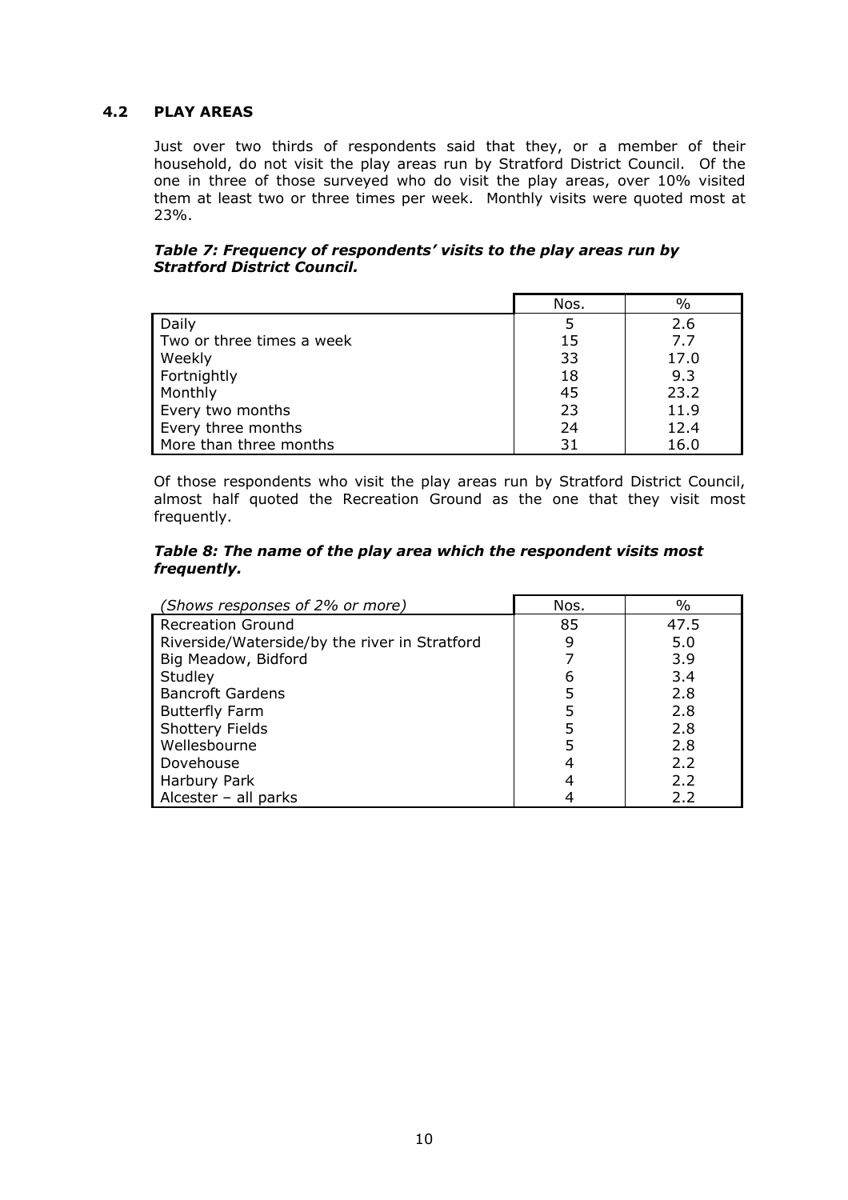## 4.2 PLAY AREAS

Just over two thirds of respondents said that they, or a member of their household, do not visit the play areas run by Stratford District Council. Of the one in three of those surveyed who do visit the play areas, over 10% visited them at least two or three times per week. Monthly visits were quoted most at 23%.

***Table 7: Frequency of respondents' visits to the play areas run by Stratford District Council.***

| | Nos. | % |
|---|---|---|
| Daily | 5 | 2.6 |
| Two or three times a week | 15 | 7.7 |
| Weekly | 33 | 17.0 |
| Fortnightly | 18 | 9.3 |
| Monthly | 45 | 23.2 |
| Every two months | 23 | 11.9 |
| Every three months | 24 | 12.4 |
| More than three months | 31 | 16.0 |

Of those respondents who visit the play areas run by Stratford District Council, almost half quoted the Recreation Ground as the one that they visit most frequently.

***Table 8: The name of the play area which the respondent visits most frequently.***

| *(Shows responses of 2% or more)* | Nos. | % |
|---|---|---|
| Recreation Ground | 85 | 47.5 |
| Riverside/Waterside/by the river in Stratford | 9 | 5.0 |
| Big Meadow, Bidford | 7 | 3.9 |
| Studley | 6 | 3.4 |
| Bancroft Gardens | 5 | 2.8 |
| Butterfly Farm | 5 | 2.8 |
| Shottery Fields | 5 | 2.8 |
| Wellesbourne | 5 | 2.8 |
| Dovehouse | 4 | 2.2 |
| Harbury Park | 4 | 2.2 |
| Alcester – all parks | 4 | 2.2 |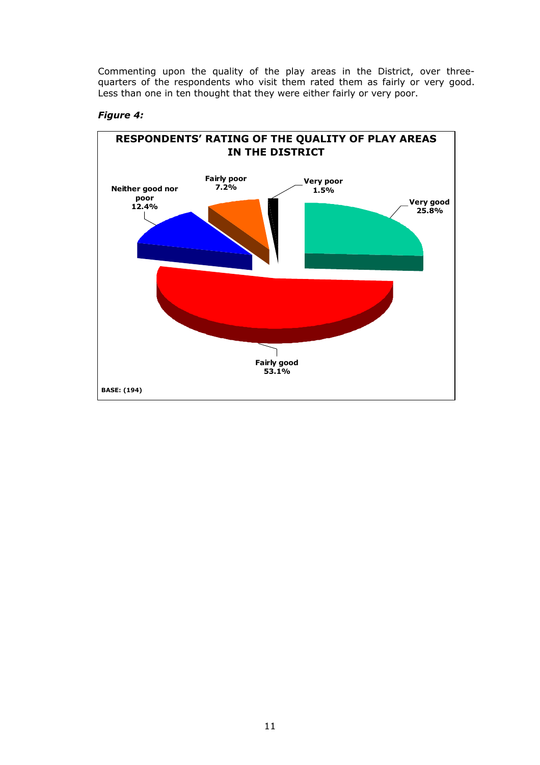Commenting upon the quality of the play areas in the District, over three-quarters of the respondents who visit them rated them as fairly or very good. Less than one in ten thought that they were either fairly or very poor.

***Figure 4:***

**RESPONDENTS' RATING OF THE QUALITY OF PLAY AREAS IN THE DISTRICT**

| Rating | % |
|---|---|
| Very good | 25.8% |
| Fairly good | 53.1% |
| Neither good nor poor | 12.4% |
| Fairly poor | 7.2% |
| Very poor | 1.5% |

**BASE: (194)**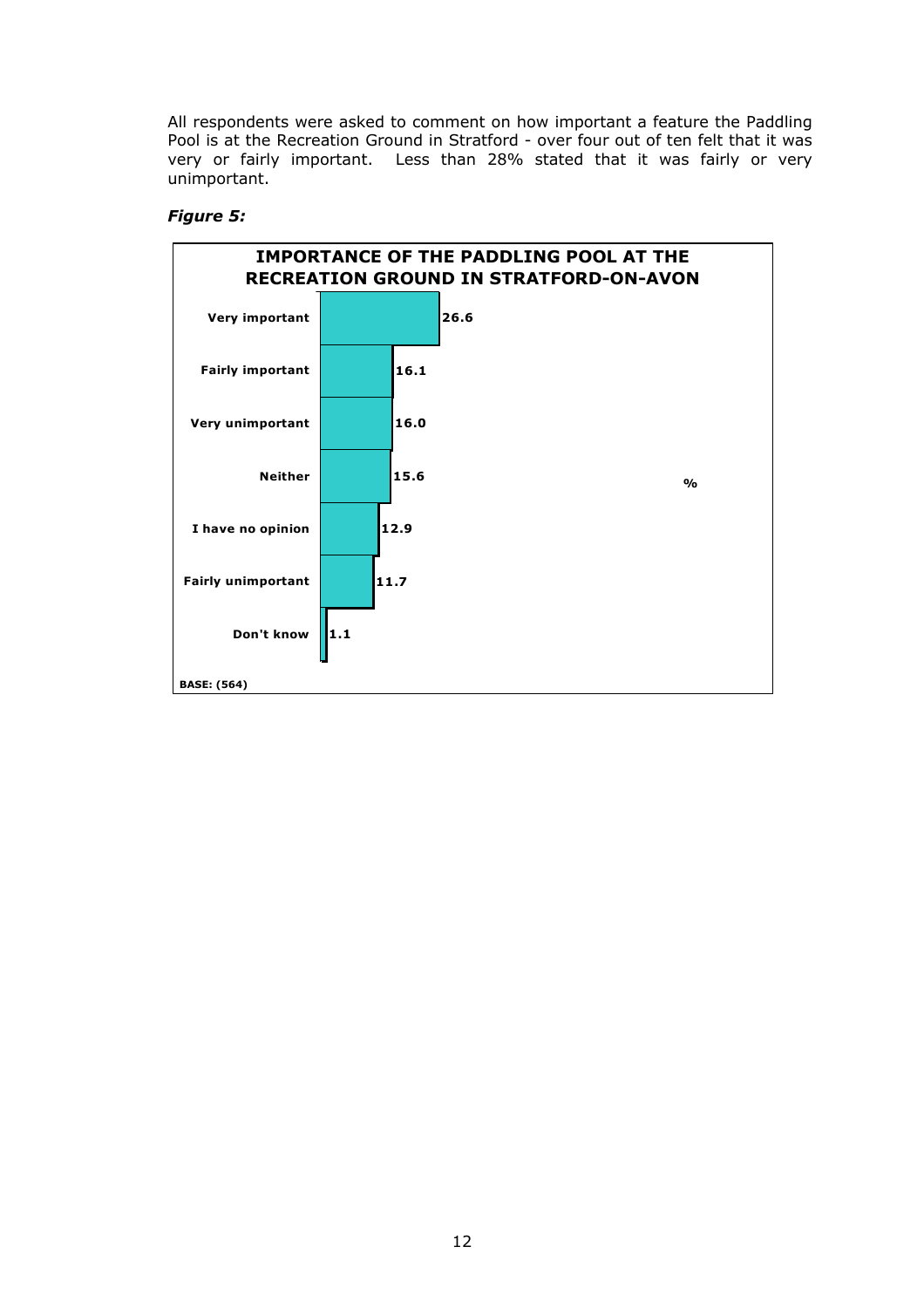All respondents were asked to comment on how important a feature the Paddling Pool is at the Recreation Ground in Stratford - over four out of ten felt that it was very or fairly important. Less than 28% stated that it was fairly or very unimportant.

***Figure 5:***

**IMPORTANCE OF THE PADDLING POOL AT THE RECREATION GROUND IN STRATFORD-ON-AVON**

| Response | % |
| --- | --- |
| Very important | 26.6 |
| Fairly important | 16.1 |
| Very unimportant | 16.0 |
| Neither | 15.6 |
| I have no opinion | 12.9 |
| Fairly unimportant | 11.7 |
| Don't know | 1.1 |

BASE: (564)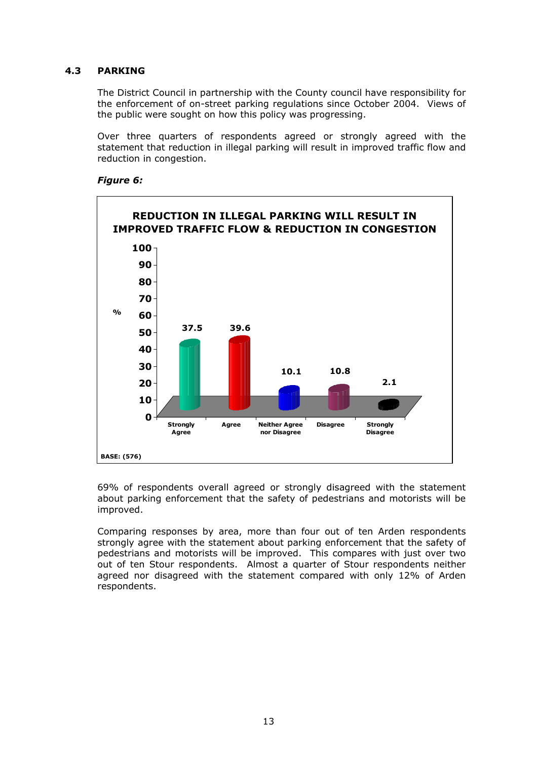## 4.3 PARKING

The District Council in partnership with the County council have responsibility for the enforcement of on-street parking regulations since October 2004. Views of the public were sought on how this policy was progressing.

Over three quarters of respondents agreed or strongly agreed with the statement that reduction in illegal parking will result in improved traffic flow and reduction in congestion.

***Figure 6:***

**REDUCTION IN ILLEGAL PARKING WILL RESULT IN IMPROVED TRAFFIC FLOW & REDUCTION IN CONGESTION**

| Response | % |
|---|---|
| Strongly Agree | 37.5 |
| Agree | 39.6 |
| Neither Agree nor Disagree | 10.1 |
| Disagree | 10.8 |
| Strongly Disagree | 2.1 |

**BASE: (576)**

69% of respondents overall agreed or strongly disagreed with the statement about parking enforcement that the safety of pedestrians and motorists will be improved.

Comparing responses by area, more than four out of ten Arden respondents strongly agree with the statement about parking enforcement that the safety of pedestrians and motorists will be improved. This compares with just over two out of ten Stour respondents. Almost a quarter of Stour respondents neither agreed nor disagreed with the statement compared with only 12% of Arden respondents.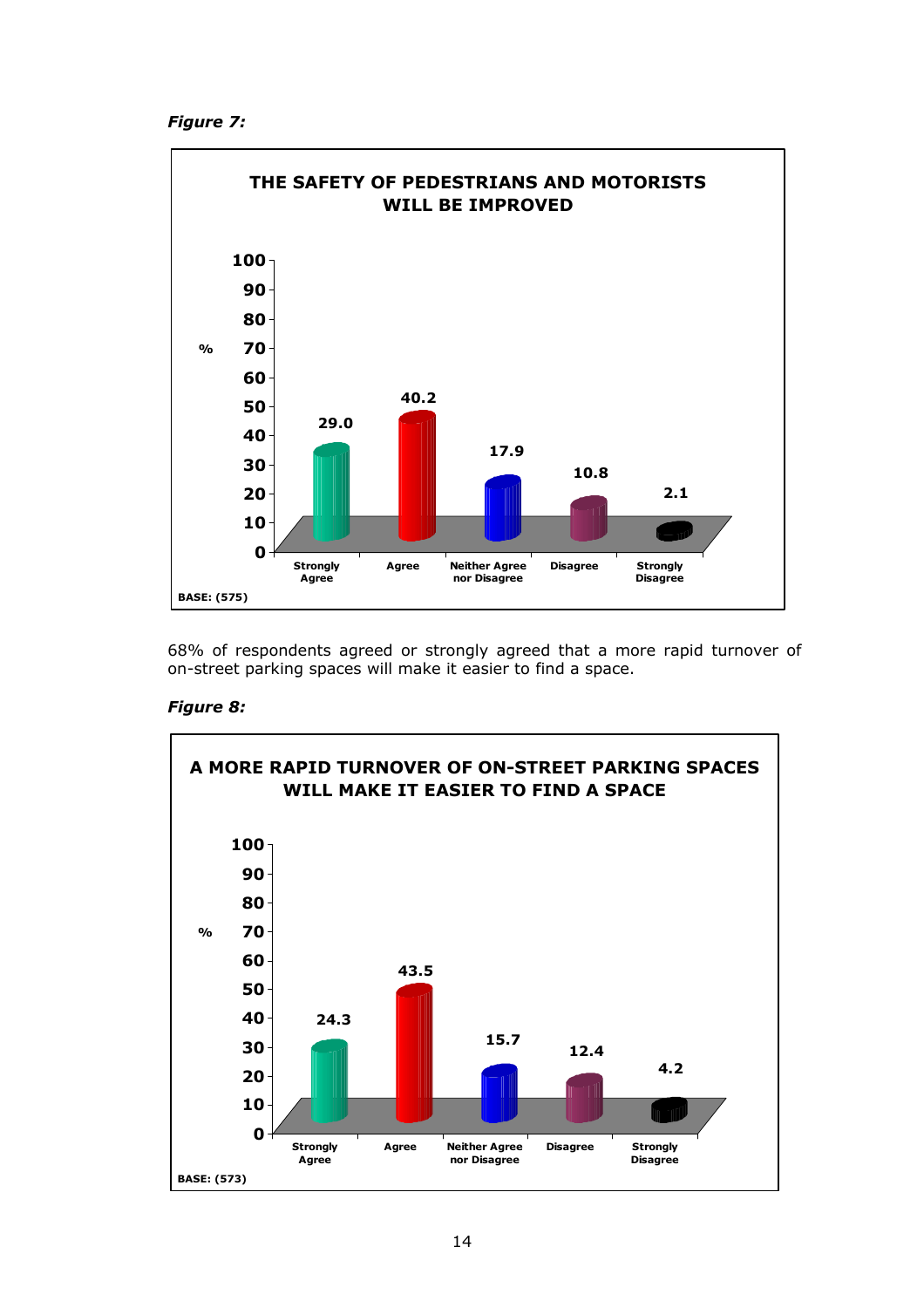*Figure 7:*

**THE SAFETY OF PEDESTRIANS AND MOTORISTS WILL BE IMPROVED**

| | Strongly Agree | Agree | Neither Agree nor Disagree | Disagree | Strongly Disagree |
|---|---|---|---|---|---|
| % | 29.0 | 40.2 | 17.9 | 10.8 | 2.1 |

BASE: (575)

68% of respondents agreed or strongly agreed that a more rapid turnover of on-street parking spaces will make it easier to find a space.

*Figure 8:*

**A MORE RAPID TURNOVER OF ON-STREET PARKING SPACES WILL MAKE IT EASIER TO FIND A SPACE**

| | Strongly Agree | Agree | Neither Agree nor Disagree | Disagree | Strongly Disagree |
|---|---|---|---|---|---|
| % | 24.3 | 43.5 | 15.7 | 12.4 | 4.2 |

BASE: (573)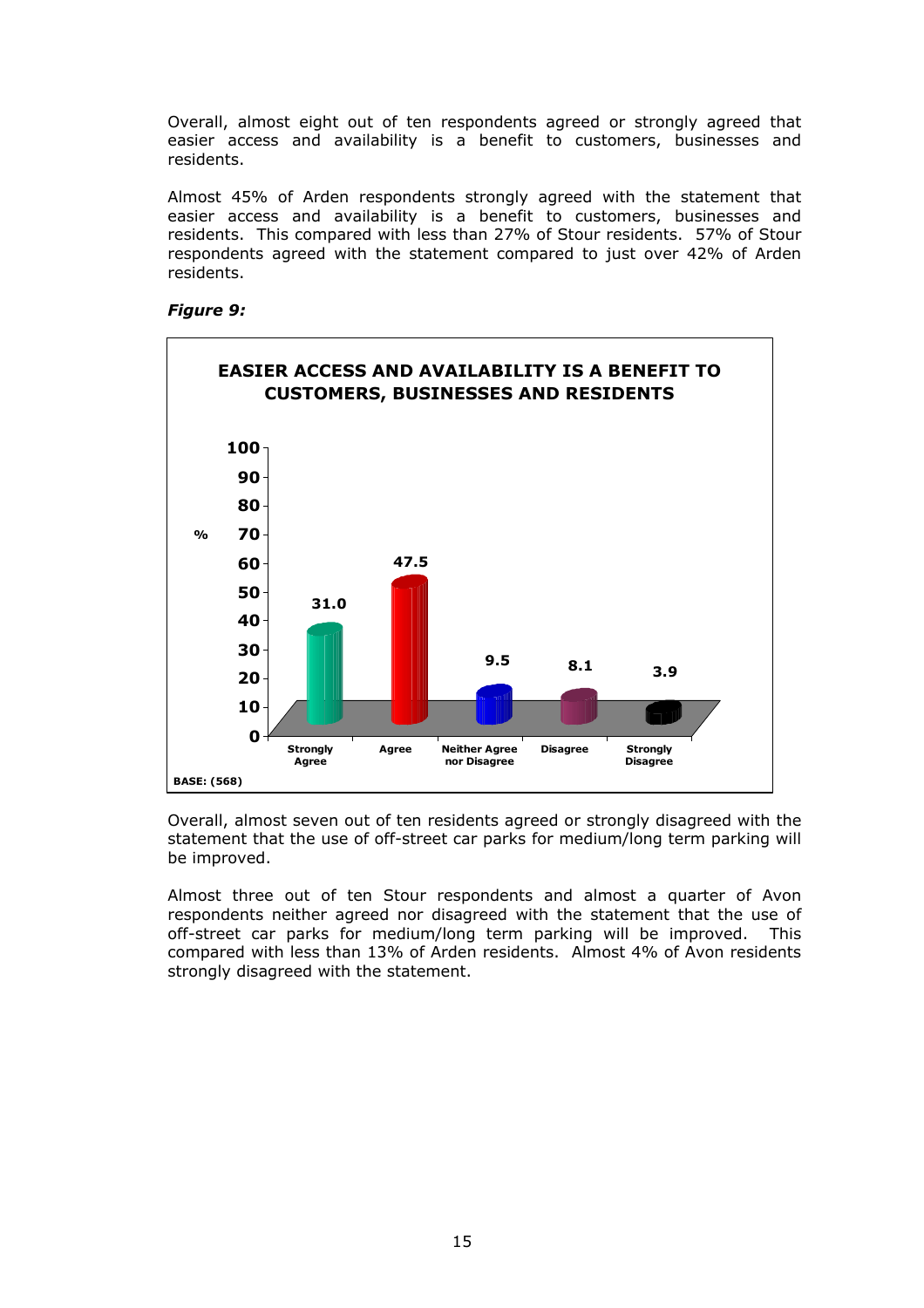Overall, almost eight out of ten respondents agreed or strongly agreed that easier access and availability is a benefit to customers, businesses and residents.

Almost 45% of Arden respondents strongly agreed with the statement that easier access and availability is a benefit to customers, businesses and residents. This compared with less than 27% of Stour residents. 57% of Stour respondents agreed with the statement compared to just over 42% of Arden residents.

***Figure 9:***

**EASIER ACCESS AND AVAILABILITY IS A BENEFIT TO CUSTOMERS, BUSINESSES AND RESIDENTS**

| Response | % |
|---|---|
| Strongly Agree | 31.0 |
| Agree | 47.5 |
| Neither Agree nor Disagree | 9.5 |
| Disagree | 8.1 |
| Strongly Disagree | 3.9 |

BASE: (568)

Overall, almost seven out of ten residents agreed or strongly disagreed with the statement that the use of off-street car parks for medium/long term parking will be improved.

Almost three out of ten Stour respondents and almost a quarter of Avon respondents neither agreed nor disagreed with the statement that the use of off-street car parks for medium/long term parking will be improved. This compared with less than 13% of Arden residents. Almost 4% of Avon residents strongly disagreed with the statement.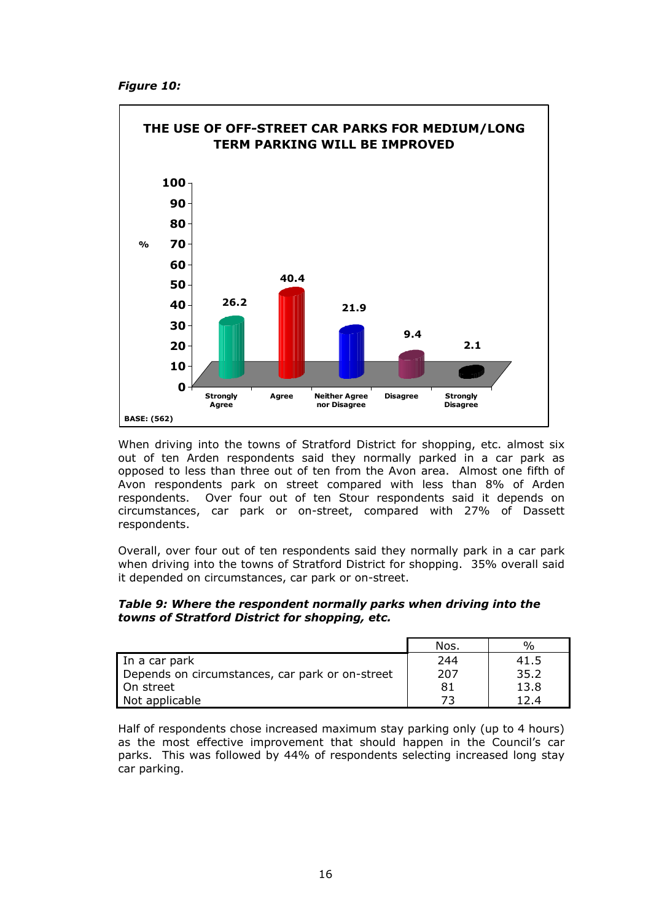*Figure 10:*

**THE USE OF OFF-STREET CAR PARKS FOR MEDIUM/LONG TERM PARKING WILL BE IMPROVED**

| Response | % |
|---|---|
| Strongly Agree | 26.2 |
| Agree | 40.4 |
| Neither Agree nor Disagree | 21.9 |
| Disagree | 9.4 |
| Strongly Disagree | 2.1 |

BASE: (562)

When driving into the towns of Stratford District for shopping, etc. almost six out of ten Arden respondents said they normally parked in a car park as opposed to less than three out of ten from the Avon area. Almost one fifth of Avon respondents park on street compared with less than 8% of Arden respondents. Over four out of ten Stour respondents said it depends on circumstances, car park or on-street, compared with 27% of Dassett respondents.

Overall, over four out of ten respondents said they normally park in a car park when driving into the towns of Stratford District for shopping. 35% overall said it depended on circumstances, car park or on-street.

***Table 9: Where the respondent normally parks when driving into the towns of Stratford District for shopping, etc.***

| | Nos. | % |
|---|---|---|
| In a car park | 244 | 41.5 |
| Depends on circumstances, car park or on-street | 207 | 35.2 |
| On street | 81 | 13.8 |
| Not applicable | 73 | 12.4 |

Half of respondents chose increased maximum stay parking only (up to 4 hours) as the most effective improvement that should happen in the Council's car parks. This was followed by 44% of respondents selecting increased long stay car parking.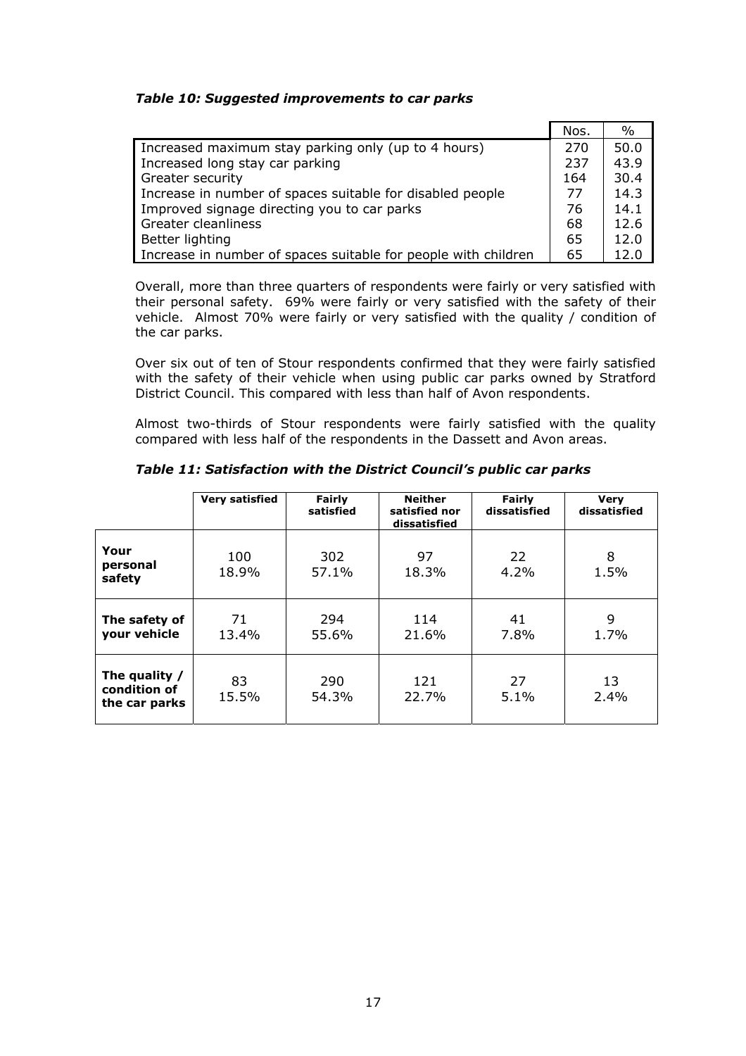***Table 10: Suggested improvements to car parks***

| | Nos. | % |
|---|---|---|
| Increased maximum stay parking only (up to 4 hours) | 270 | 50.0 |
| Increased long stay car parking | 237 | 43.9 |
| Greater security | 164 | 30.4 |
| Increase in number of spaces suitable for disabled people | 77 | 14.3 |
| Improved signage directing you to car parks | 76 | 14.1 |
| Greater cleanliness | 68 | 12.6 |
| Better lighting | 65 | 12.0 |
| Increase in number of spaces suitable for people with children | 65 | 12.0 |

Overall, more than three quarters of respondents were fairly or very satisfied with their personal safety. 69% were fairly or very satisfied with the safety of their vehicle. Almost 70% were fairly or very satisfied with the quality / condition of the car parks.

Over six out of ten of Stour respondents confirmed that they were fairly satisfied with the safety of their vehicle when using public car parks owned by Stratford District Council. This compared with less than half of Avon respondents.

Almost two-thirds of Stour respondents were fairly satisfied with the quality compared with less half of the respondents in the Dassett and Avon areas.

***Table 11: Satisfaction with the District Council's public car parks***

| | **Very satisfied** | **Fairly satisfied** | **Neither satisfied nor dissatisfied** | **Fairly dissatisfied** | **Very dissatisfied** |
|---|---|---|---|---|---|
| **Your personal safety** | 100<br>18.9% | 302<br>57.1% | 97<br>18.3% | 22<br>4.2% | 8<br>1.5% |
| **The safety of your vehicle** | 71<br>13.4% | 294<br>55.6% | 114<br>21.6% | 41<br>7.8% | 9<br>1.7% |
| **The quality / condition of the car parks** | 83<br>15.5% | 290<br>54.3% | 121<br>22.7% | 27<br>5.1% | 13<br>2.4% |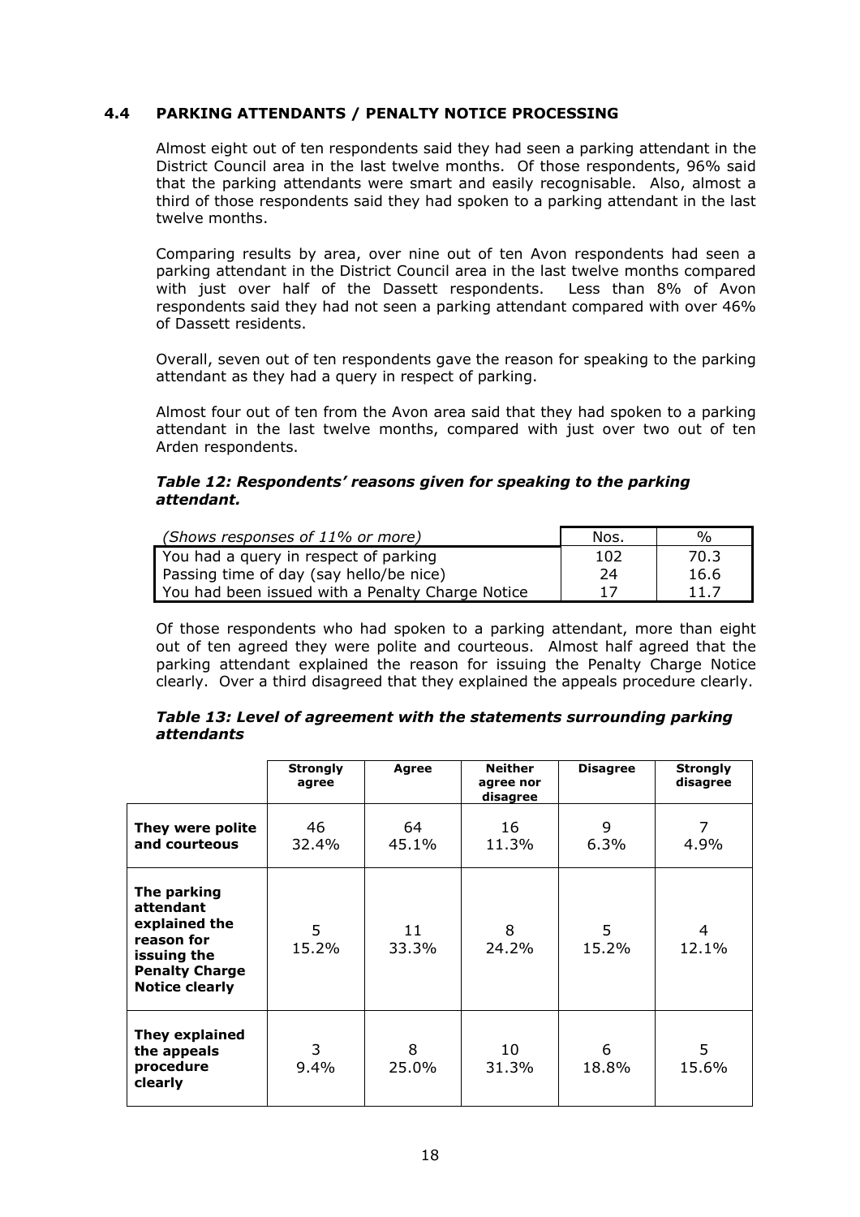### 4.4 PARKING ATTENDANTS / PENALTY NOTICE PROCESSING

Almost eight out of ten respondents said they had seen a parking attendant in the District Council area in the last twelve months. Of those respondents, 96% said that the parking attendants were smart and easily recognisable. Also, almost a third of those respondents said they had spoken to a parking attendant in the last twelve months.

Comparing results by area, over nine out of ten Avon respondents had seen a parking attendant in the District Council area in the last twelve months compared with just over half of the Dassett respondents. Less than 8% of Avon respondents said they had not seen a parking attendant compared with over 46% of Dassett residents.

Overall, seven out of ten respondents gave the reason for speaking to the parking attendant as they had a query in respect of parking.

Almost four out of ten from the Avon area said that they had spoken to a parking attendant in the last twelve months, compared with just over two out of ten Arden respondents.

***Table 12: Respondents' reasons given for speaking to the parking attendant.***

| *(Shows responses of 11% or more)* | Nos. | % |
|---|---|---|
| You had a query in respect of parking | 102 | 70.3 |
| Passing time of day (say hello/be nice) | 24 | 16.6 |
| You had been issued with a Penalty Charge Notice | 17 | 11.7 |

Of those respondents who had spoken to a parking attendant, more than eight out of ten agreed they were polite and courteous. Almost half agreed that the parking attendant explained the reason for issuing the Penalty Charge Notice clearly. Over a third disagreed that they explained the appeals procedure clearly.

***Table 13: Level of agreement with the statements surrounding parking attendants***

| | **Strongly agree** | **Agree** | **Neither agree nor disagree** | **Disagree** | **Strongly disagree** |
|---|---|---|---|---|---|
| **They were polite and courteous** | 46<br>32.4% | 64<br>45.1% | 16<br>11.3% | 9<br>6.3% | 7<br>4.9% |
| **The parking attendant explained the reason for issuing the Penalty Charge Notice clearly** | 5<br>15.2% | 11<br>33.3% | 8<br>24.2% | 5<br>15.2% | 4<br>12.1% |
| **They explained the appeals procedure clearly** | 3<br>9.4% | 8<br>25.0% | 10<br>31.3% | 6<br>18.8% | 5<br>15.6% |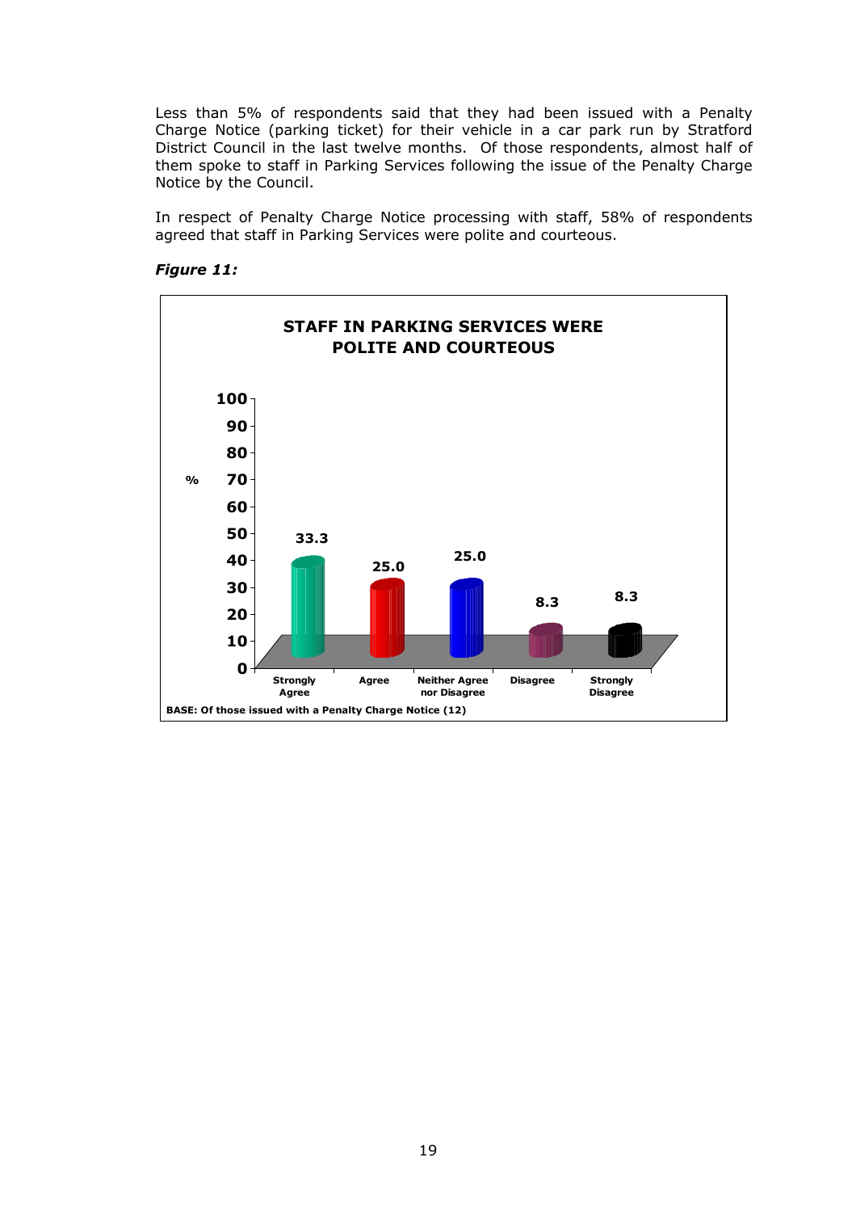Less than 5% of respondents said that they had been issued with a Penalty Charge Notice (parking ticket) for their vehicle in a car park run by Stratford District Council in the last twelve months. Of those respondents, almost half of them spoke to staff in Parking Services following the issue of the Penalty Charge Notice by the Council.

In respect of Penalty Charge Notice processing with staff, 58% of respondents agreed that staff in Parking Services were polite and courteous.

***Figure 11:***

**STAFF IN PARKING SERVICES WERE POLITE AND COURTEOUS**

| Response | % |
|---|---|
| Strongly Agree | 33.3 |
| Agree | 25.0 |
| Neither Agree nor Disagree | 25.0 |
| Disagree | 8.3 |
| Strongly Disagree | 8.3 |

BASE: Of those issued with a Penalty Charge Notice (12)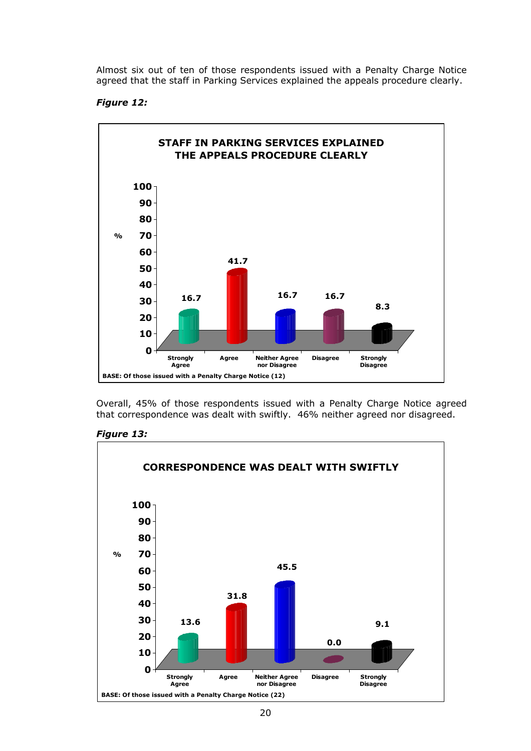Almost six out of ten of those respondents issued with a Penalty Charge Notice agreed that the staff in Parking Services explained the appeals procedure clearly.

***Figure 12:***

**STAFF IN PARKING SERVICES EXPLAINED THE APPEALS PROCEDURE CLEARLY**

| | % |
|---|---|
| Strongly Agree | 16.7 |
| Agree | 41.7 |
| Neither Agree nor Disagree | 16.7 |
| Disagree | 16.7 |
| Strongly Disagree | 8.3 |

BASE: Of those issued with a Penalty Charge Notice (12)

Overall, 45% of those respondents issued with a Penalty Charge Notice agreed that correspondence was dealt with swiftly. 46% neither agreed nor disagreed.

***Figure 13:***

**CORRESPONDENCE WAS DEALT WITH SWIFTLY**

| | % |
|---|---|
| Strongly Agree | 13.6 |
| Agree | 31.8 |
| Neither Agree nor Disagree | 45.5 |
| Disagree | 0.0 |
| Strongly Disagree | 9.1 |

BASE: Of those issued with a Penalty Charge Notice (22)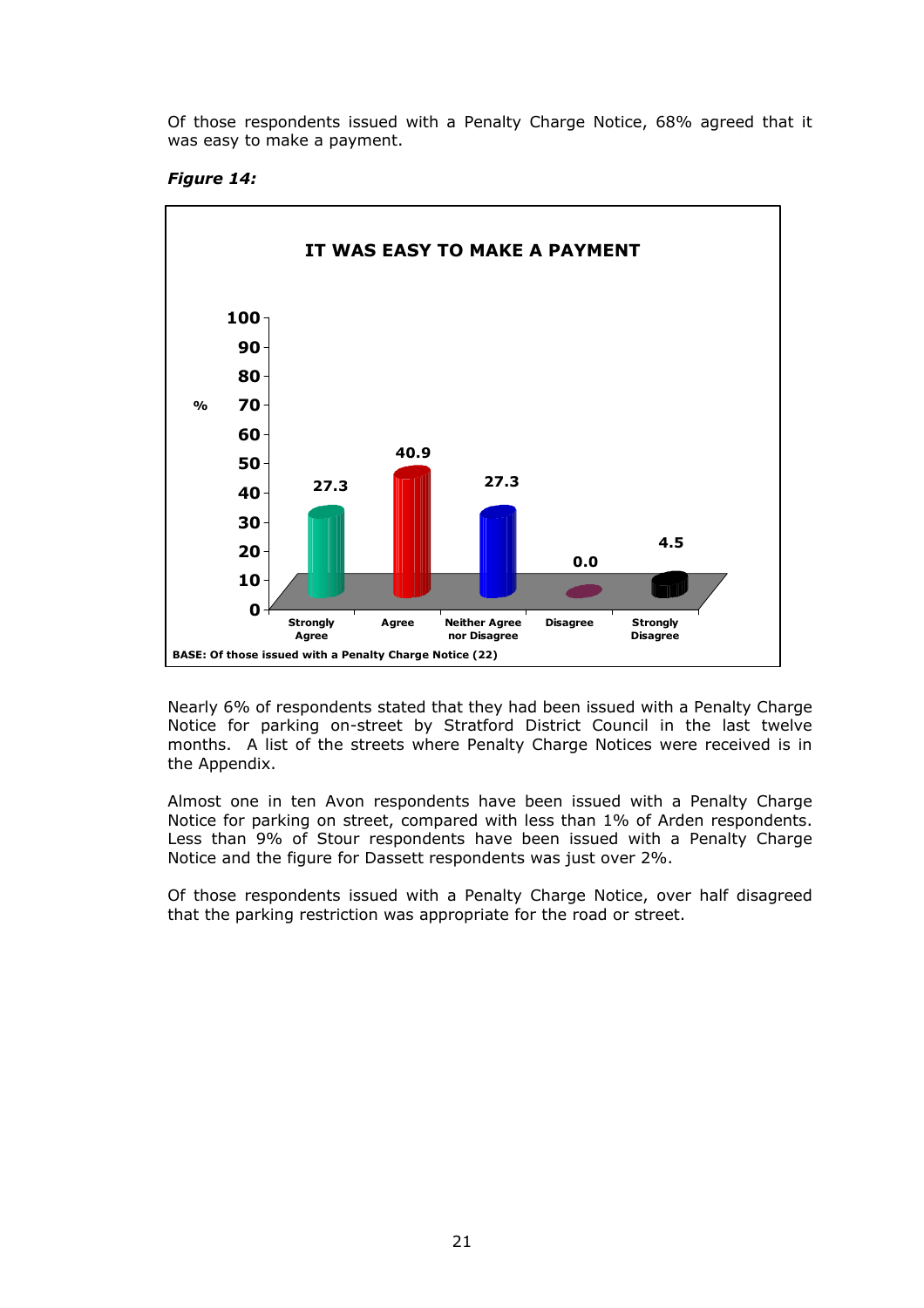Of those respondents issued with a Penalty Charge Notice, 68% agreed that it was easy to make a payment.

***Figure 14:***

**IT WAS EASY TO MAKE A PAYMENT**

| Response | % |
|---|---|
| Strongly Agree | 27.3 |
| Agree | 40.9 |
| Neither Agree nor Disagree | 27.3 |
| Disagree | 0.0 |
| Strongly Disagree | 4.5 |

**BASE: Of those issued with a Penalty Charge Notice (22)**

Nearly 6% of respondents stated that they had been issued with a Penalty Charge Notice for parking on-street by Stratford District Council in the last twelve months. A list of the streets where Penalty Charge Notices were received is in the Appendix.

Almost one in ten Avon respondents have been issued with a Penalty Charge Notice for parking on street, compared with less than 1% of Arden respondents. Less than 9% of Stour respondents have been issued with a Penalty Charge Notice and the figure for Dassett respondents was just over 2%.

Of those respondents issued with a Penalty Charge Notice, over half disagreed that the parking restriction was appropriate for the road or street.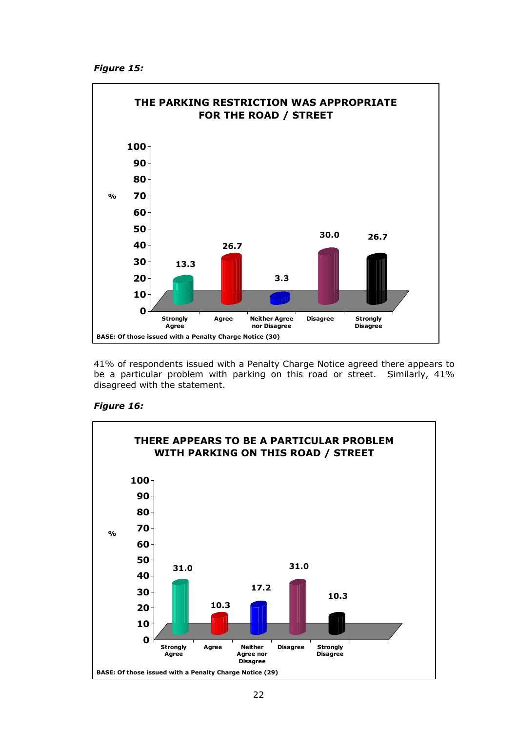***Figure 15:***

**THE PARKING RESTRICTION WAS APPROPRIATE FOR THE ROAD / STREET**

| Response | % |
|---|---|
| Strongly Agree | 13.3 |
| Agree | 26.7 |
| Neither Agree nor Disagree | 3.3 |
| Disagree | 30.0 |
| Strongly Disagree | 26.7 |

BASE: Of those issued with a Penalty Charge Notice (30)

41% of respondents issued with a Penalty Charge Notice agreed there appears to be a particular problem with parking on this road or street. Similarly, 41% disagreed with the statement.

***Figure 16:***

**THERE APPEARS TO BE A PARTICULAR PROBLEM WITH PARKING ON THIS ROAD / STREET**

| Response | % |
|---|---|
| Strongly Agree | 31.0 |
| Agree | 10.3 |
| Neither Agree nor Disagree | 17.2 |
| Disagree | 31.0 |
| Strongly Disagree | 10.3 |

BASE: Of those issued with a Penalty Charge Notice (29)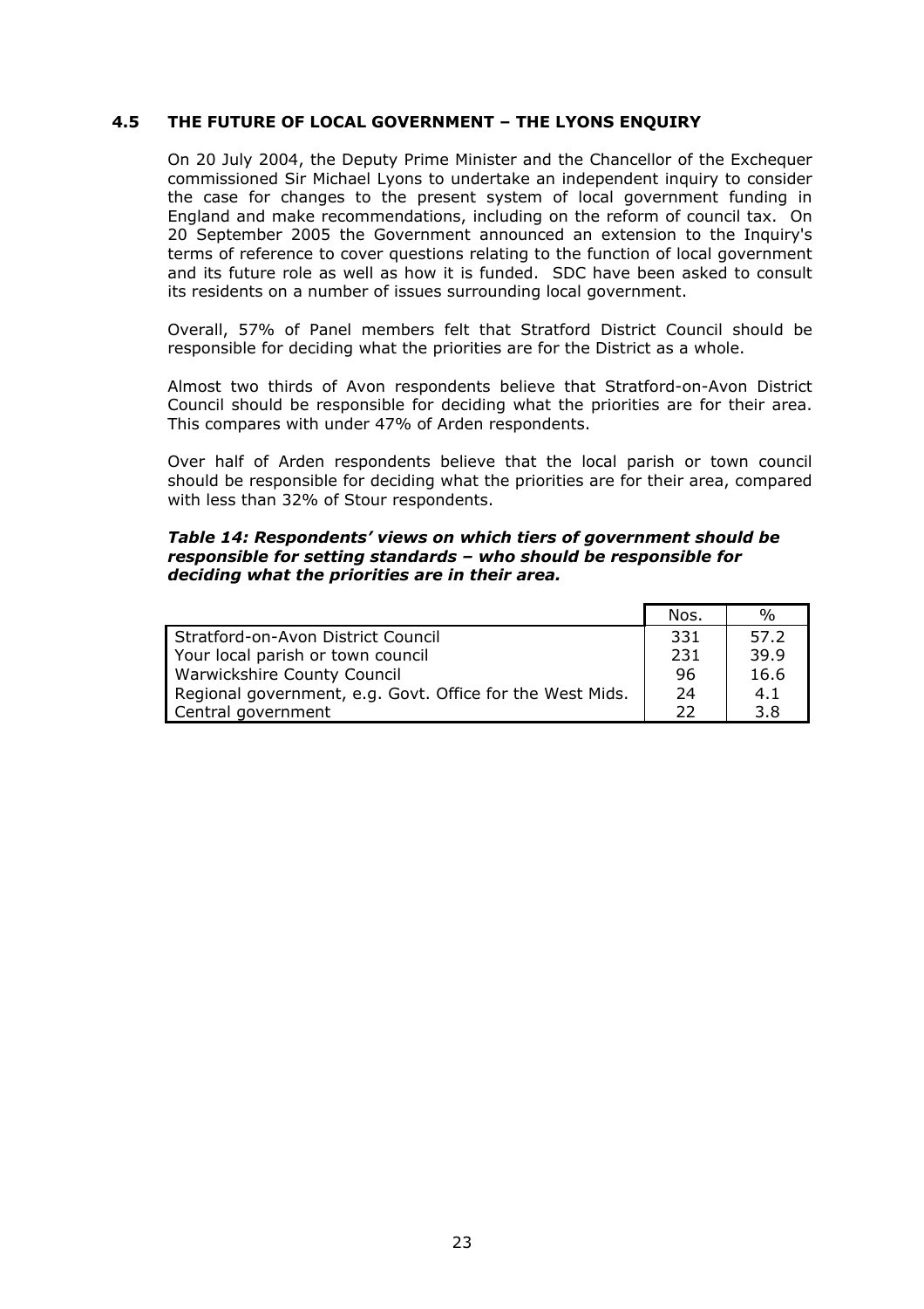## 4.5 THE FUTURE OF LOCAL GOVERNMENT – THE LYONS ENQUIRY

On 20 July 2004, the Deputy Prime Minister and the Chancellor of the Exchequer commissioned Sir Michael Lyons to undertake an independent inquiry to consider the case for changes to the present system of local government funding in England and make recommendations, including on the reform of council tax. On 20 September 2005 the Government announced an extension to the Inquiry's terms of reference to cover questions relating to the function of local government and its future role as well as how it is funded. SDC have been asked to consult its residents on a number of issues surrounding local government.

Overall, 57% of Panel members felt that Stratford District Council should be responsible for deciding what the priorities are for the District as a whole.

Almost two thirds of Avon respondents believe that Stratford-on-Avon District Council should be responsible for deciding what the priorities are for their area. This compares with under 47% of Arden respondents.

Over half of Arden respondents believe that the local parish or town council should be responsible for deciding what the priorities are for their area, compared with less than 32% of Stour respondents.

***Table 14: Respondents' views on which tiers of government should be responsible for setting standards – who should be responsible for deciding what the priorities are in their area.***

| | Nos. | % |
|---|---|---|
| Stratford-on-Avon District Council | 331 | 57.2 |
| Your local parish or town council | 231 | 39.9 |
| Warwickshire County Council | 96 | 16.6 |
| Regional government, e.g. Govt. Office for the West Mids. | 24 | 4.1 |
| Central government | 22 | 3.8 |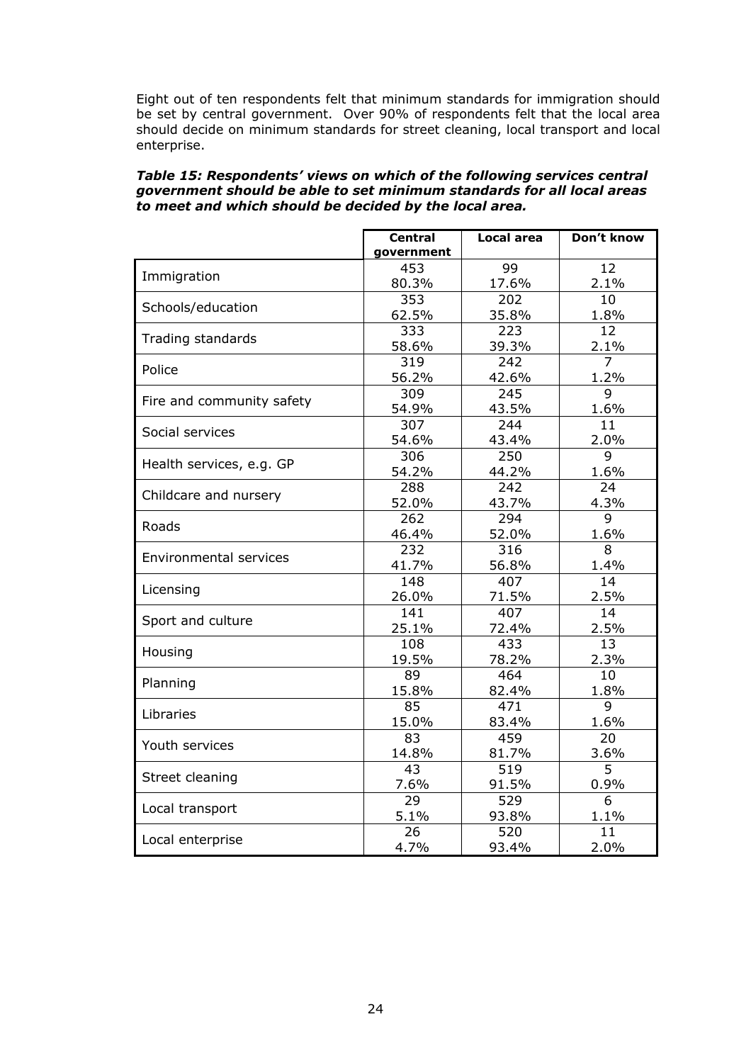Eight out of ten respondents felt that minimum standards for immigration should be set by central government. Over 90% of respondents felt that the local area should decide on minimum standards for street cleaning, local transport and local enterprise.

***Table 15: Respondents' views on which of the following services central government should be able to set minimum standards for all local areas to meet and which should be decided by the local area.***

| | Central government | Local area | Don't know |
|---|---|---|---|
| Immigration | 453<br>80.3% | 99<br>17.6% | 12<br>2.1% |
| Schools/education | 353<br>62.5% | 202<br>35.8% | 10<br>1.8% |
| Trading standards | 333<br>58.6% | 223<br>39.3% | 12<br>2.1% |
| Police | 319<br>56.2% | 242<br>42.6% | 7<br>1.2% |
| Fire and community safety | 309<br>54.9% | 245<br>43.5% | 9<br>1.6% |
| Social services | 307<br>54.6% | 244<br>43.4% | 11<br>2.0% |
| Health services, e.g. GP | 306<br>54.2% | 250<br>44.2% | 9<br>1.6% |
| Childcare and nursery | 288<br>52.0% | 242<br>43.7% | 24<br>4.3% |
| Roads | 262<br>46.4% | 294<br>52.0% | 9<br>1.6% |
| Environmental services | 232<br>41.7% | 316<br>56.8% | 8<br>1.4% |
| Licensing | 148<br>26.0% | 407<br>71.5% | 14<br>2.5% |
| Sport and culture | 141<br>25.1% | 407<br>72.4% | 14<br>2.5% |
| Housing | 108<br>19.5% | 433<br>78.2% | 13<br>2.3% |
| Planning | 89<br>15.8% | 464<br>82.4% | 10<br>1.8% |
| Libraries | 85<br>15.0% | 471<br>83.4% | 9<br>1.6% |
| Youth services | 83<br>14.8% | 459<br>81.7% | 20<br>3.6% |
| Street cleaning | 43<br>7.6% | 519<br>91.5% | 5<br>0.9% |
| Local transport | 29<br>5.1% | 529<br>93.8% | 6<br>1.1% |
| Local enterprise | 26<br>4.7% | 520<br>93.4% | 11<br>2.0% |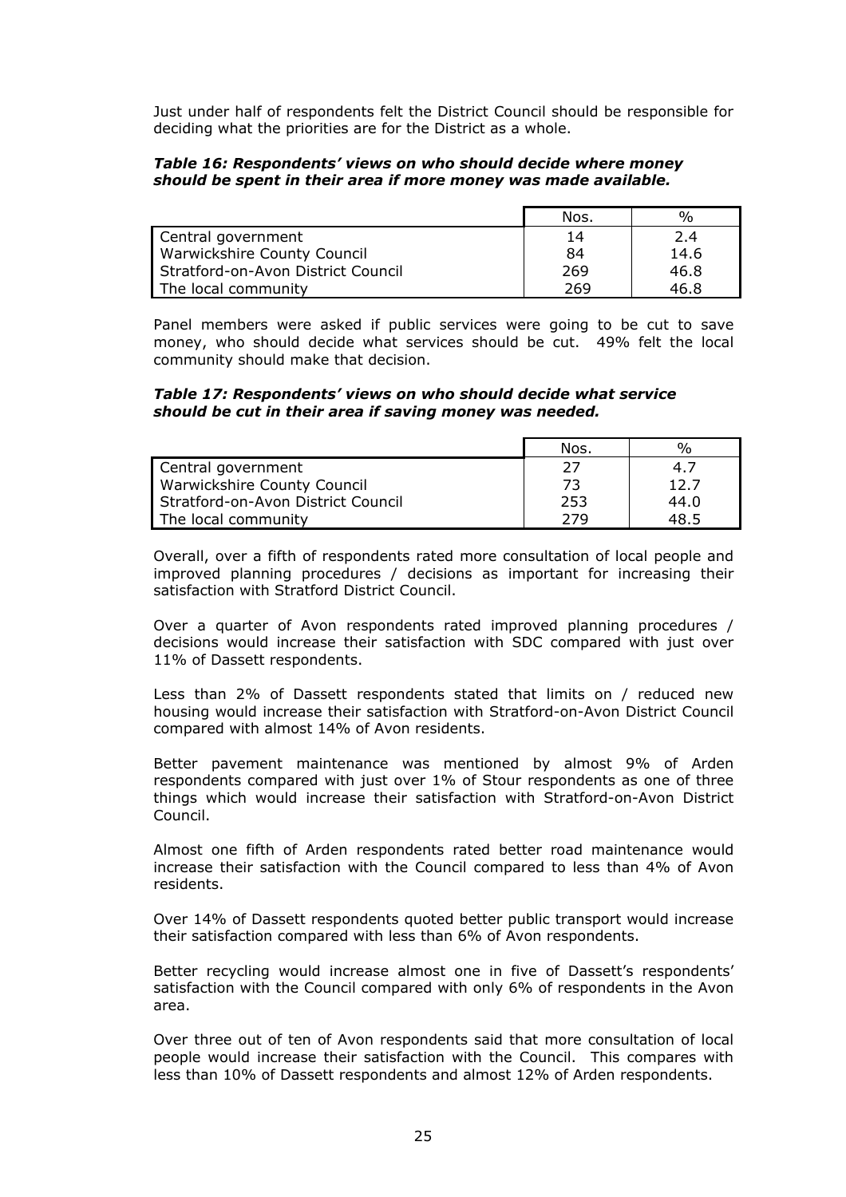Just under half of respondents felt the District Council should be responsible for deciding what the priorities are for the District as a whole.

***Table 16: Respondents' views on who should decide where money should be spent in their area if more money was made available.***

| | Nos. | % |
|---|---|---|
| Central government | 14 | 2.4 |
| Warwickshire County Council | 84 | 14.6 |
| Stratford-on-Avon District Council | 269 | 46.8 |
| The local community | 269 | 46.8 |

Panel members were asked if public services were going to be cut to save money, who should decide what services should be cut. 49% felt the local community should make that decision.

***Table 17: Respondents' views on who should decide what service should be cut in their area if saving money was needed.***

| | Nos. | % |
|---|---|---|
| Central government | 27 | 4.7 |
| Warwickshire County Council | 73 | 12.7 |
| Stratford-on-Avon District Council | 253 | 44.0 |
| The local community | 279 | 48.5 |

Overall, over a fifth of respondents rated more consultation of local people and improved planning procedures / decisions as important for increasing their satisfaction with Stratford District Council.

Over a quarter of Avon respondents rated improved planning procedures / decisions would increase their satisfaction with SDC compared with just over 11% of Dassett respondents.

Less than 2% of Dassett respondents stated that limits on / reduced new housing would increase their satisfaction with Stratford-on-Avon District Council compared with almost 14% of Avon residents.

Better pavement maintenance was mentioned by almost 9% of Arden respondents compared with just over 1% of Stour respondents as one of three things which would increase their satisfaction with Stratford-on-Avon District Council.

Almost one fifth of Arden respondents rated better road maintenance would increase their satisfaction with the Council compared to less than 4% of Avon residents.

Over 14% of Dassett respondents quoted better public transport would increase their satisfaction compared with less than 6% of Avon respondents.

Better recycling would increase almost one in five of Dassett's respondents' satisfaction with the Council compared with only 6% of respondents in the Avon area.

Over three out of ten of Avon respondents said that more consultation of local people would increase their satisfaction with the Council. This compares with less than 10% of Dassett respondents and almost 12% of Arden respondents.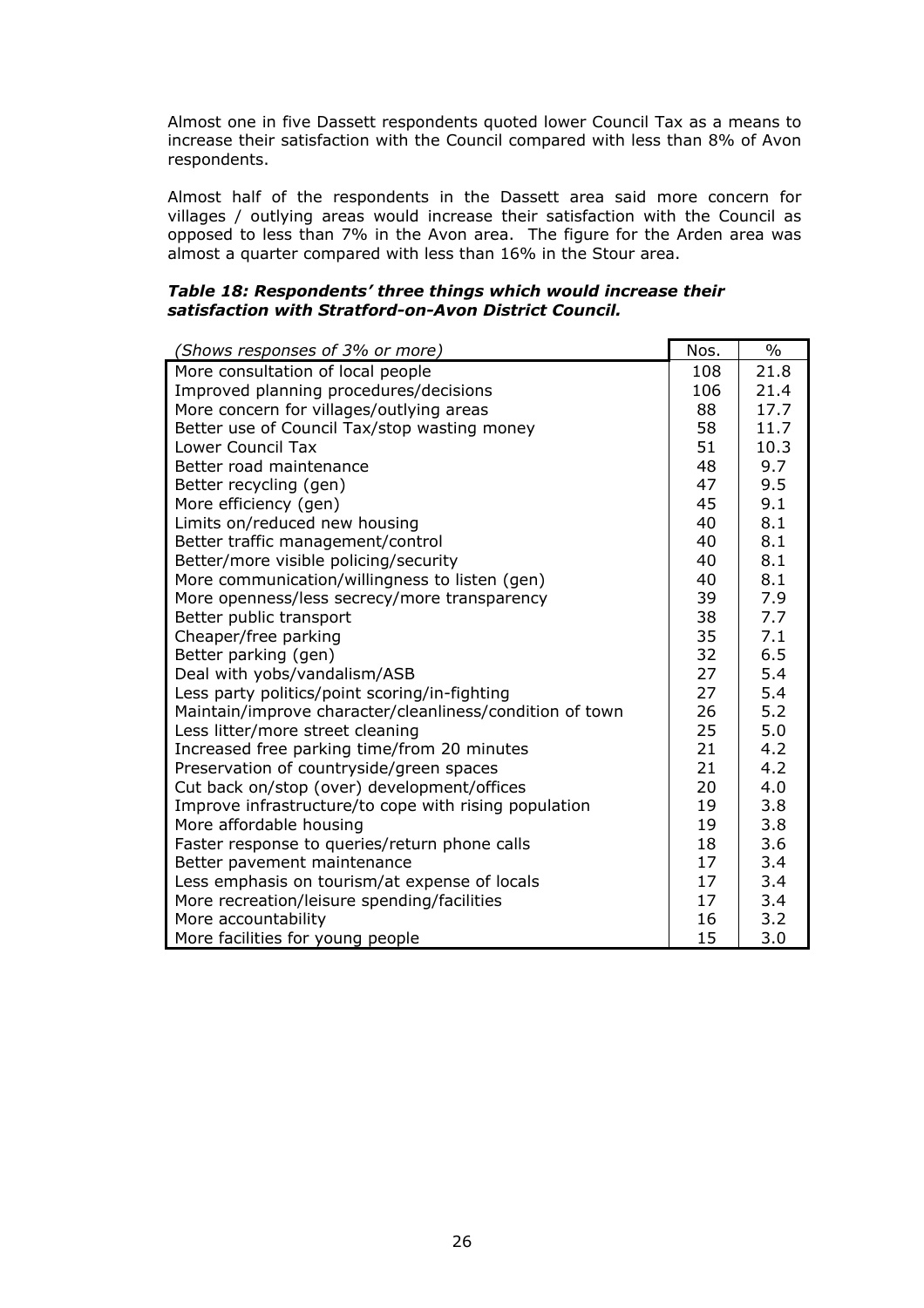Almost one in five Dassett respondents quoted lower Council Tax as a means to increase their satisfaction with the Council compared with less than 8% of Avon respondents.

Almost half of the respondents in the Dassett area said more concern for villages / outlying areas would increase their satisfaction with the Council as opposed to less than 7% in the Avon area. The figure for the Arden area was almost a quarter compared with less than 16% in the Stour area.

***Table 18: Respondents' three things which would increase their satisfaction with Stratford-on-Avon District Council.***

| *(Shows responses of 3% or more)* | Nos. | % |
|---|---|---|
| More consultation of local people | 108 | 21.8 |
| Improved planning procedures/decisions | 106 | 21.4 |
| More concern for villages/outlying areas | 88 | 17.7 |
| Better use of Council Tax/stop wasting money | 58 | 11.7 |
| Lower Council Tax | 51 | 10.3 |
| Better road maintenance | 48 | 9.7 |
| Better recycling (gen) | 47 | 9.5 |
| More efficiency (gen) | 45 | 9.1 |
| Limits on/reduced new housing | 40 | 8.1 |
| Better traffic management/control | 40 | 8.1 |
| Better/more visible policing/security | 40 | 8.1 |
| More communication/willingness to listen (gen) | 40 | 8.1 |
| More openness/less secrecy/more transparency | 39 | 7.9 |
| Better public transport | 38 | 7.7 |
| Cheaper/free parking | 35 | 7.1 |
| Better parking (gen) | 32 | 6.5 |
| Deal with yobs/vandalism/ASB | 27 | 5.4 |
| Less party politics/point scoring/in-fighting | 27 | 5.4 |
| Maintain/improve character/cleanliness/condition of town | 26 | 5.2 |
| Less litter/more street cleaning | 25 | 5.0 |
| Increased free parking time/from 20 minutes | 21 | 4.2 |
| Preservation of countryside/green spaces | 21 | 4.2 |
| Cut back on/stop (over) development/offices | 20 | 4.0 |
| Improve infrastructure/to cope with rising population | 19 | 3.8 |
| More affordable housing | 19 | 3.8 |
| Faster response to queries/return phone calls | 18 | 3.6 |
| Better pavement maintenance | 17 | 3.4 |
| Less emphasis on tourism/at expense of locals | 17 | 3.4 |
| More recreation/leisure spending/facilities | 17 | 3.4 |
| More accountability | 16 | 3.2 |
| More facilities for young people | 15 | 3.0 |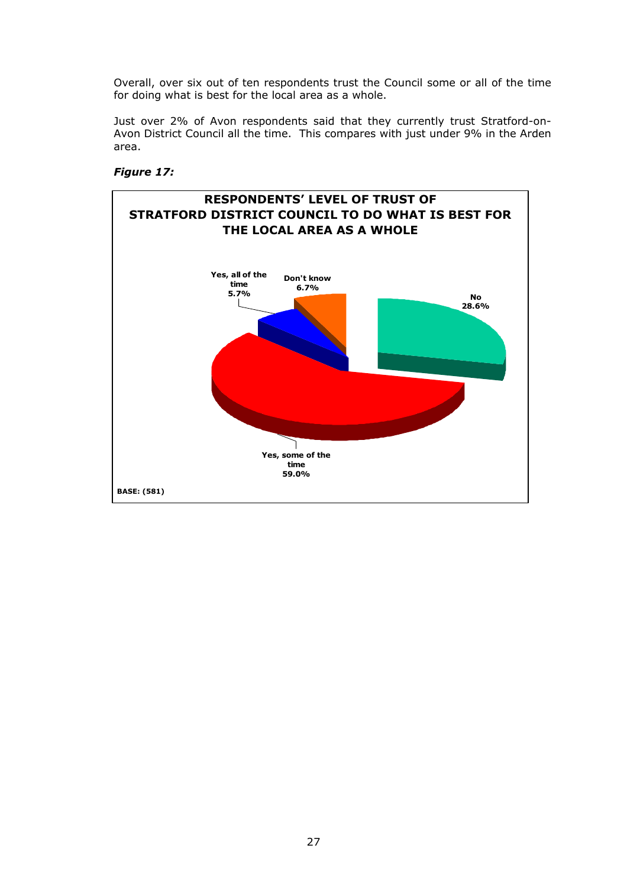Overall, over six out of ten respondents trust the Council some or all of the time for doing what is best for the local area as a whole.

Just over 2% of Avon respondents said that they currently trust Stratford-on-Avon District Council all the time. This compares with just under 9% in the Arden area.

***Figure 17:***

**RESPONDENTS' LEVEL OF TRUST OF STRATFORD DISTRICT COUNCIL TO DO WHAT IS BEST FOR THE LOCAL AREA AS A WHOLE**

| Response | % |
|---|---|
| Yes, all of the time | 5.7% |
| Yes, some of the time | 59.0% |
| No | 28.6% |
| Don't know | 6.7% |

BASE: (581)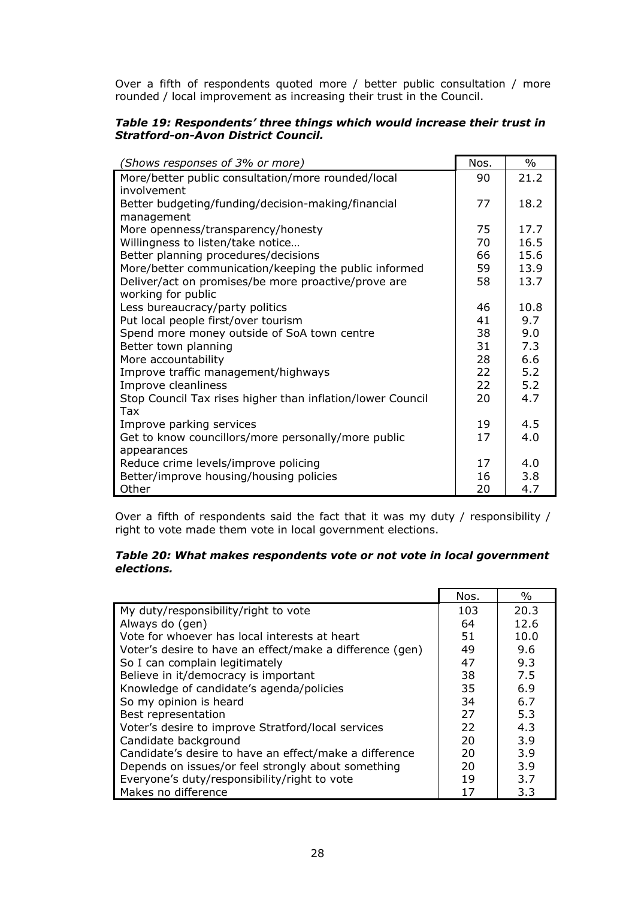Over a fifth of respondents quoted more / better public consultation / more rounded / local improvement as increasing their trust in the Council.

***Table 19: Respondents' three things which would increase their trust in Stratford-on-Avon District Council.***

| *(Shows responses of 3% or more)* | Nos. | % |
|---|---|---|
| More/better public consultation/more rounded/local involvement | 90 | 21.2 |
| Better budgeting/funding/decision-making/financial management | 77 | 18.2 |
| More openness/transparency/honesty | 75 | 17.7 |
| Willingness to listen/take notice… | 70 | 16.5 |
| Better planning procedures/decisions | 66 | 15.6 |
| More/better communication/keeping the public informed | 59 | 13.9 |
| Deliver/act on promises/be more proactive/prove are working for public | 58 | 13.7 |
| Less bureaucracy/party politics | 46 | 10.8 |
| Put local people first/over tourism | 41 | 9.7 |
| Spend more money outside of SoA town centre | 38 | 9.0 |
| Better town planning | 31 | 7.3 |
| More accountability | 28 | 6.6 |
| Improve traffic management/highways | 22 | 5.2 |
| Improve cleanliness | 22 | 5.2 |
| Stop Council Tax rises higher than inflation/lower Council Tax | 20 | 4.7 |
| Improve parking services | 19 | 4.5 |
| Get to know councillors/more personally/more public appearances | 17 | 4.0 |
| Reduce crime levels/improve policing | 17 | 4.0 |
| Better/improve housing/housing policies | 16 | 3.8 |
| Other | 20 | 4.7 |

Over a fifth of respondents said the fact that it was my duty / responsibility / right to vote made them vote in local government elections.

***Table 20: What makes respondents vote or not vote in local government elections.***

| | Nos. | % |
|---|---|---|
| My duty/responsibility/right to vote | 103 | 20.3 |
| Always do (gen) | 64 | 12.6 |
| Vote for whoever has local interests at heart | 51 | 10.0 |
| Voter's desire to have an effect/make a difference (gen) | 49 | 9.6 |
| So I can complain legitimately | 47 | 9.3 |
| Believe in it/democracy is important | 38 | 7.5 |
| Knowledge of candidate's agenda/policies | 35 | 6.9 |
| So my opinion is heard | 34 | 6.7 |
| Best representation | 27 | 5.3 |
| Voter's desire to improve Stratford/local services | 22 | 4.3 |
| Candidate background | 20 | 3.9 |
| Candidate's desire to have an effect/make a difference | 20 | 3.9 |
| Depends on issues/or feel strongly about something | 20 | 3.9 |
| Everyone's duty/responsibility/right to vote | 19 | 3.7 |
| Makes no difference | 17 | 3.3 |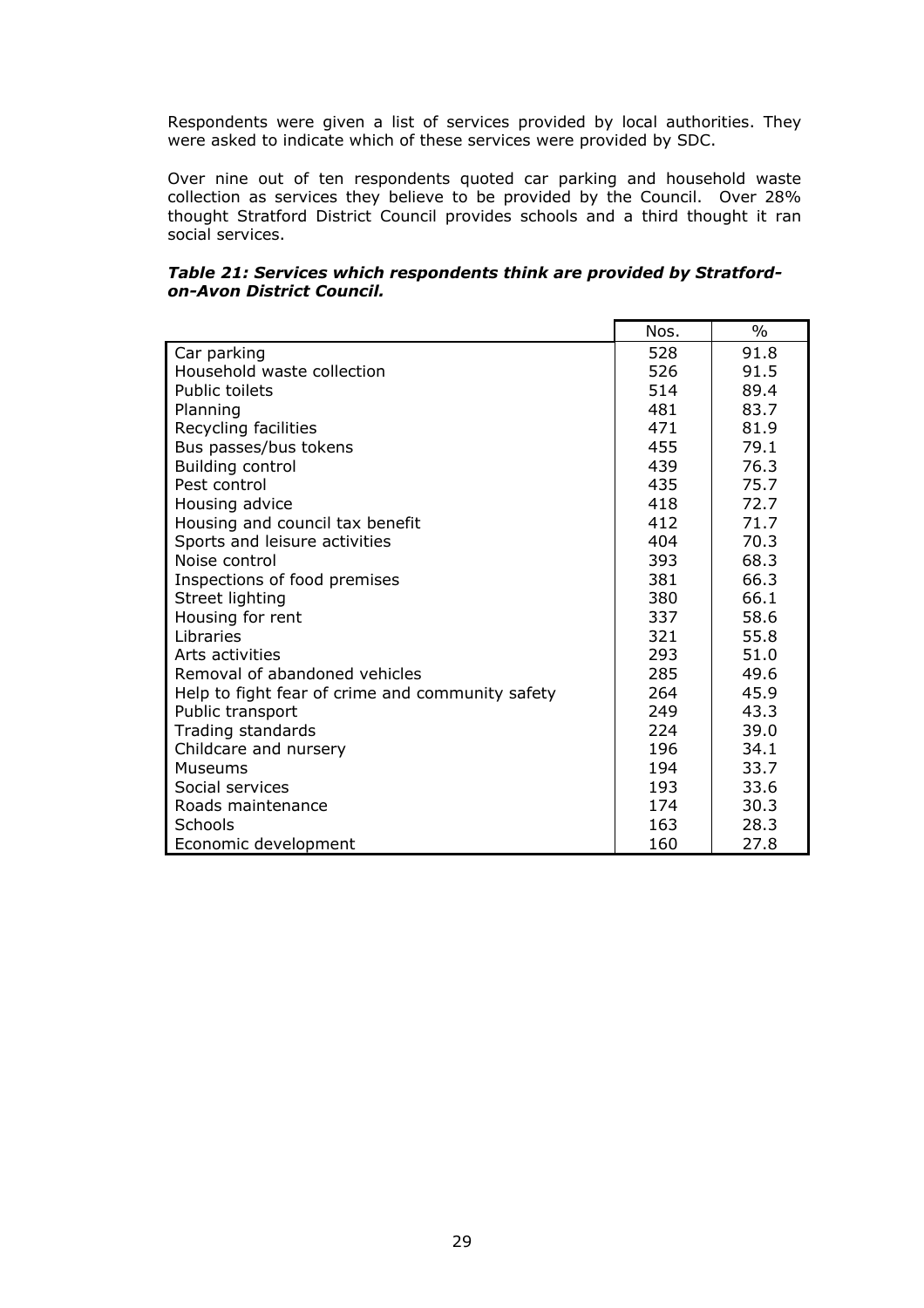Respondents were given a list of services provided by local authorities. They were asked to indicate which of these services were provided by SDC.

Over nine out of ten respondents quoted car parking and household waste collection as services they believe to be provided by the Council. Over 28% thought Stratford District Council provides schools and a third thought it ran social services.

***Table 21: Services which respondents think are provided by Stratford-on-Avon District Council.***

| | Nos. | % |
|---|---|---|
| Car parking | 528 | 91.8 |
| Household waste collection | 526 | 91.5 |
| Public toilets | 514 | 89.4 |
| Planning | 481 | 83.7 |
| Recycling facilities | 471 | 81.9 |
| Bus passes/bus tokens | 455 | 79.1 |
| Building control | 439 | 76.3 |
| Pest control | 435 | 75.7 |
| Housing advice | 418 | 72.7 |
| Housing and council tax benefit | 412 | 71.7 |
| Sports and leisure activities | 404 | 70.3 |
| Noise control | 393 | 68.3 |
| Inspections of food premises | 381 | 66.3 |
| Street lighting | 380 | 66.1 |
| Housing for rent | 337 | 58.6 |
| Libraries | 321 | 55.8 |
| Arts activities | 293 | 51.0 |
| Removal of abandoned vehicles | 285 | 49.6 |
| Help to fight fear of crime and community safety | 264 | 45.9 |
| Public transport | 249 | 43.3 |
| Trading standards | 224 | 39.0 |
| Childcare and nursery | 196 | 34.1 |
| Museums | 194 | 33.7 |
| Social services | 193 | 33.6 |
| Roads maintenance | 174 | 30.3 |
| Schools | 163 | 28.3 |
| Economic development | 160 | 27.8 |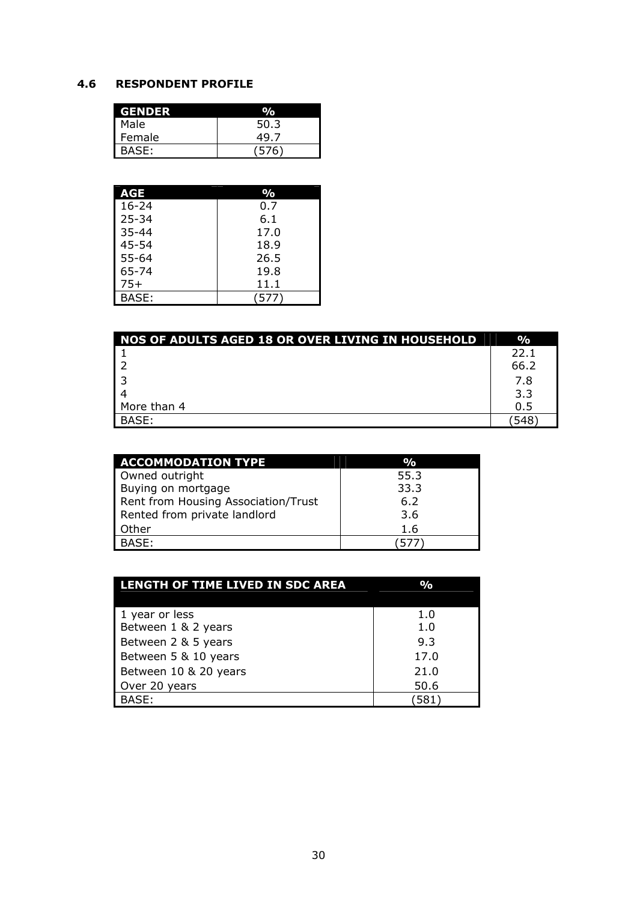## 4.6 RESPONDENT PROFILE

| GENDER | % |
|---|---|
| Male | 50.3 |
| Female | 49.7 |
| BASE: | (576) |

| AGE | % |
|---|---|
| 16-24 | 0.7 |
| 25-34 | 6.1 |
| 35-44 | 17.0 |
| 45-54 | 18.9 |
| 55-64 | 26.5 |
| 65-74 | 19.8 |
| 75+ | 11.1 |
| BASE: | (577) |

| NOS OF ADULTS AGED 18 OR OVER LIVING IN HOUSEHOLD | % |
|---|---|
| 1 | 22.1 |
| 2 | 66.2 |
| 3 | 7.8 |
| 4 | 3.3 |
| More than 4 | 0.5 |
| BASE: | (548) |

| ACCOMMODATION TYPE | % |
|---|---|
| Owned outright | 55.3 |
| Buying on mortgage | 33.3 |
| Rent from Housing Association/Trust | 6.2 |
| Rented from private landlord | 3.6 |
| Other | 1.6 |
| BASE: | (577) |

| LENGTH OF TIME LIVED IN SDC AREA | % |
|---|---|
| 1 year or less | 1.0 |
| Between 1 & 2 years | 1.0 |
| Between 2 & 5 years | 9.3 |
| Between 5 & 10 years | 17.0 |
| Between 10 & 20 years | 21.0 |
| Over 20 years | 50.6 |
| BASE: | (581) |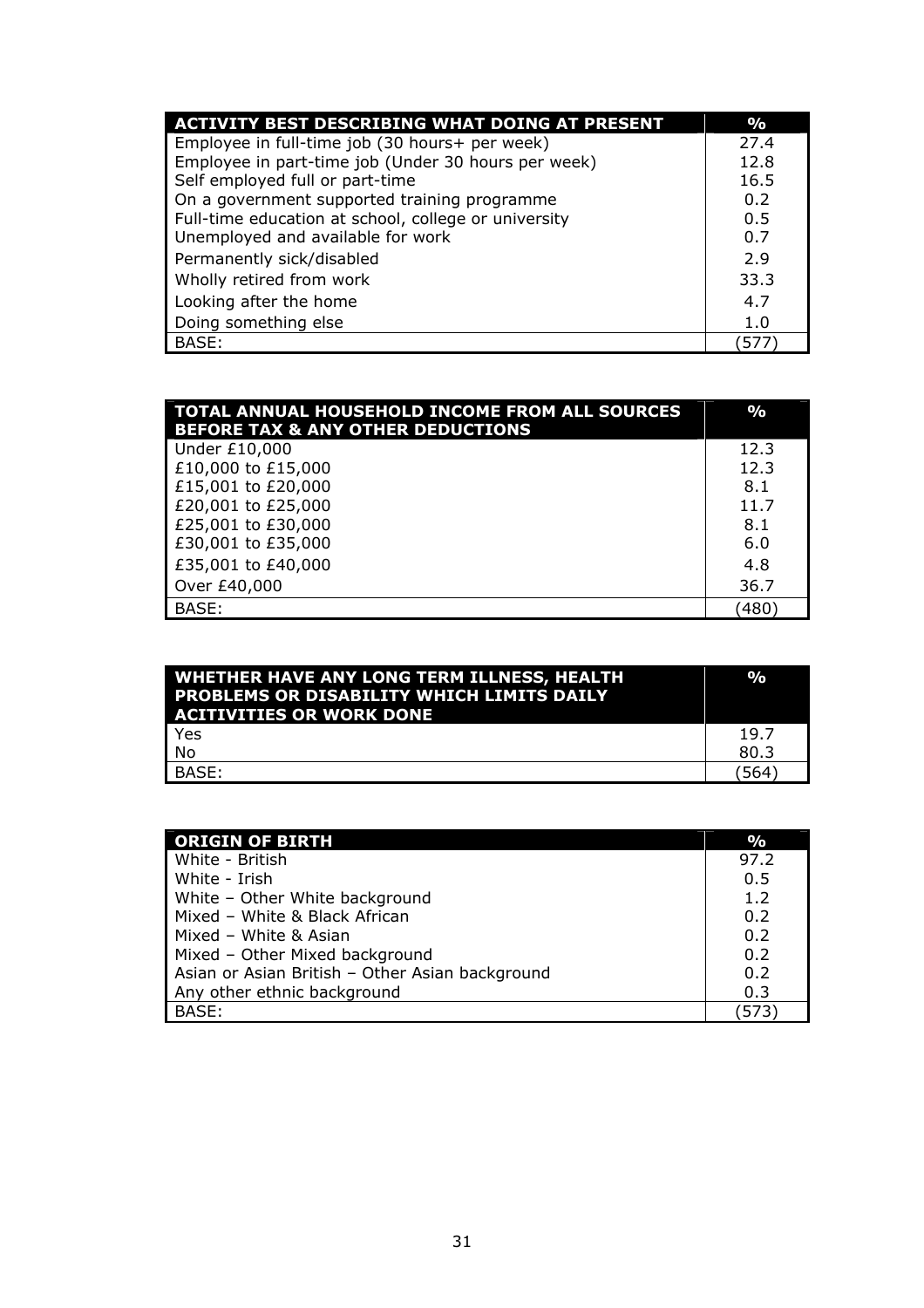| ACTIVITY BEST DESCRIBING WHAT DOING AT PRESENT | % |
|---|---|
| Employee in full-time job (30 hours+ per week) | 27.4 |
| Employee in part-time job (Under 30 hours per week) | 12.8 |
| Self employed full or part-time | 16.5 |
| On a government supported training programme | 0.2 |
| Full-time education at school, college or university | 0.5 |
| Unemployed and available for work | 0.7 |
| Permanently sick/disabled | 2.9 |
| Wholly retired from work | 33.3 |
| Looking after the home | 4.7 |
| Doing something else | 1.0 |
| BASE: | (577) |

| TOTAL ANNUAL HOUSEHOLD INCOME FROM ALL SOURCES BEFORE TAX & ANY OTHER DEDUCTIONS | % |
|---|---|
| Under £10,000 | 12.3 |
| £10,000 to £15,000 | 12.3 |
| £15,001 to £20,000 | 8.1 |
| £20,001 to £25,000 | 11.7 |
| £25,001 to £30,000 | 8.1 |
| £30,001 to £35,000 | 6.0 |
| £35,001 to £40,000 | 4.8 |
| Over £40,000 | 36.7 |
| BASE: | (480) |

| WHETHER HAVE ANY LONG TERM ILLNESS, HEALTH PROBLEMS OR DISABILITY WHICH LIMITS DAILY ACITIVITIES OR WORK DONE | % |
|---|---|
| Yes | 19.7 |
| No | 80.3 |
| BASE: | (564) |

| ORIGIN OF BIRTH | % |
|---|---|
| White - British | 97.2 |
| White - Irish | 0.5 |
| White – Other White background | 1.2 |
| Mixed – White & Black African | 0.2 |
| Mixed – White & Asian | 0.2 |
| Mixed – Other Mixed background | 0.2 |
| Asian or Asian British – Other Asian background | 0.2 |
| Any other ethnic background | 0.3 |
| BASE: | (573) |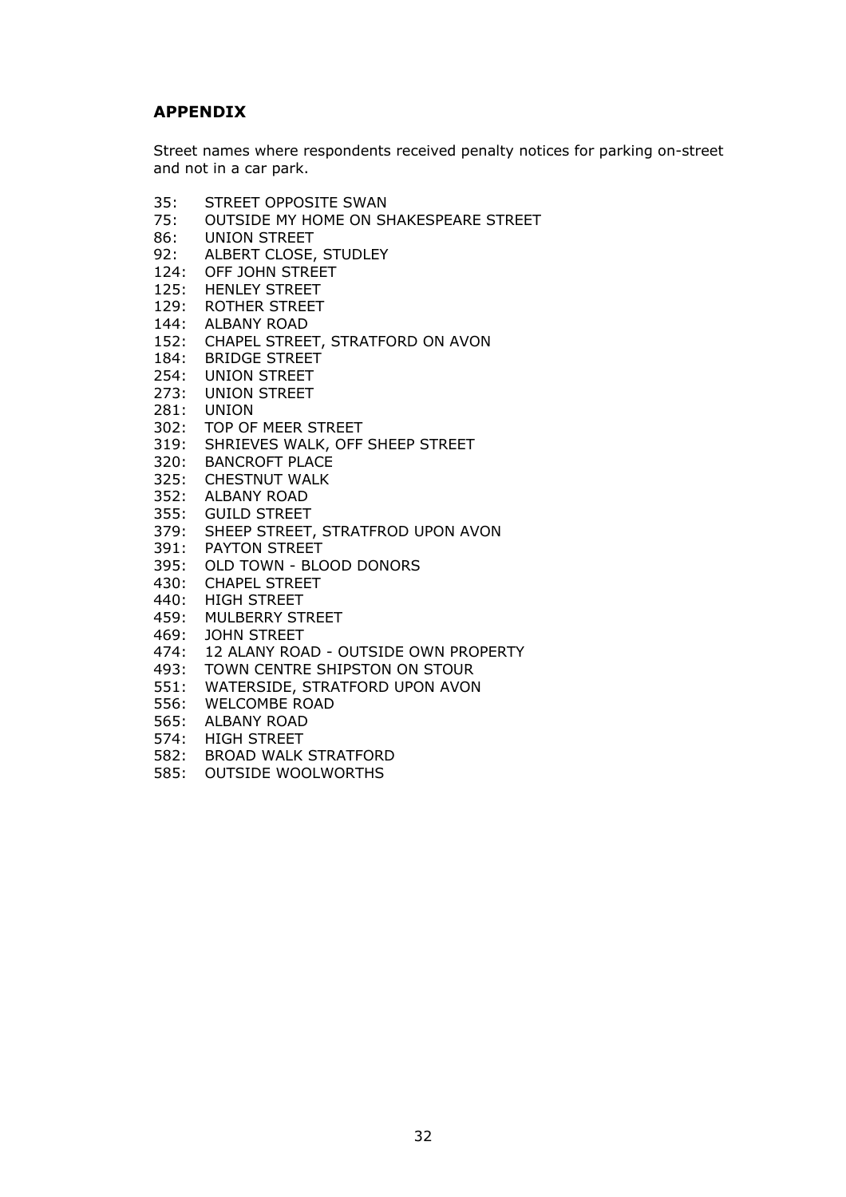## APPENDIX

Street names where respondents received penalty notices for parking on-street and not in a car park.

35: STREET OPPOSITE SWAN
75: OUTSIDE MY HOME ON SHAKESPEARE STREET
86: UNION STREET
92: ALBERT CLOSE, STUDLEY
124: OFF JOHN STREET
125: HENLEY STREET
129: ROTHER STREET
144: ALBANY ROAD
152: CHAPEL STREET, STRATFORD ON AVON
184: BRIDGE STREET
254: UNION STREET
273: UNION STREET
281: UNION
302: TOP OF MEER STREET
319: SHRIEVES WALK, OFF SHEEP STREET
320: BANCROFT PLACE
325: CHESTNUT WALK
352: ALBANY ROAD
355: GUILD STREET
379: SHEEP STREET, STRATFROD UPON AVON
391: PAYTON STREET
395: OLD TOWN - BLOOD DONORS
430: CHAPEL STREET
440: HIGH STREET
459: MULBERRY STREET
469: JOHN STREET
474: 12 ALANY ROAD - OUTSIDE OWN PROPERTY
493: TOWN CENTRE SHIPSTON ON STOUR
551: WATERSIDE, STRATFORD UPON AVON
556: WELCOMBE ROAD
565: ALBANY ROAD
574: HIGH STREET
582: BROAD WALK STRATFORD
585: OUTSIDE WOOLWORTHS